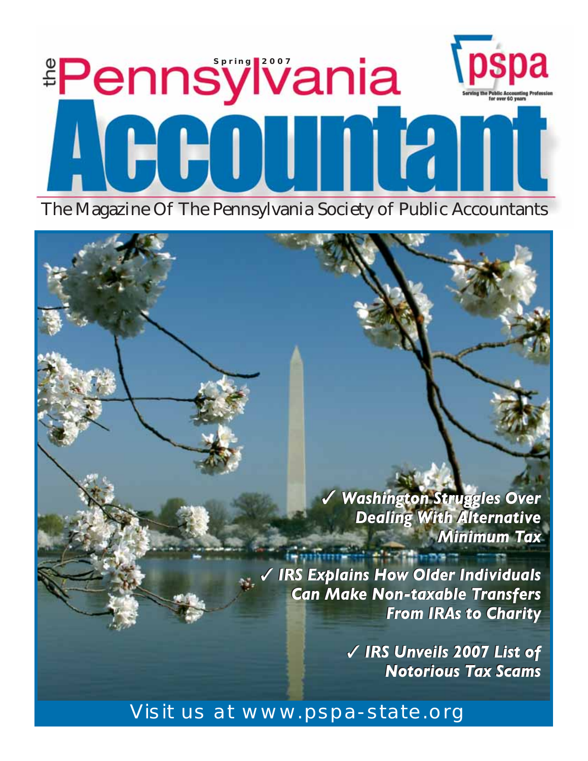# the Pennsylvania Accountant

Spring 2007

pspa — Serving the Public Accounting Profession for over 60 years

The Magazine Of The Pennsylvania Society of Public Accountants

✓ ***Washington Struggles Over Dealing With Alternative Minimum Tax***

✓ ***IRS Explains How Older Individuals Can Make Non-taxable Transfers From IRAs to Charity***

✓ ***IRS Unveils 2007 List of Notorious Tax Scams***

Visit us at www.pspa-state.org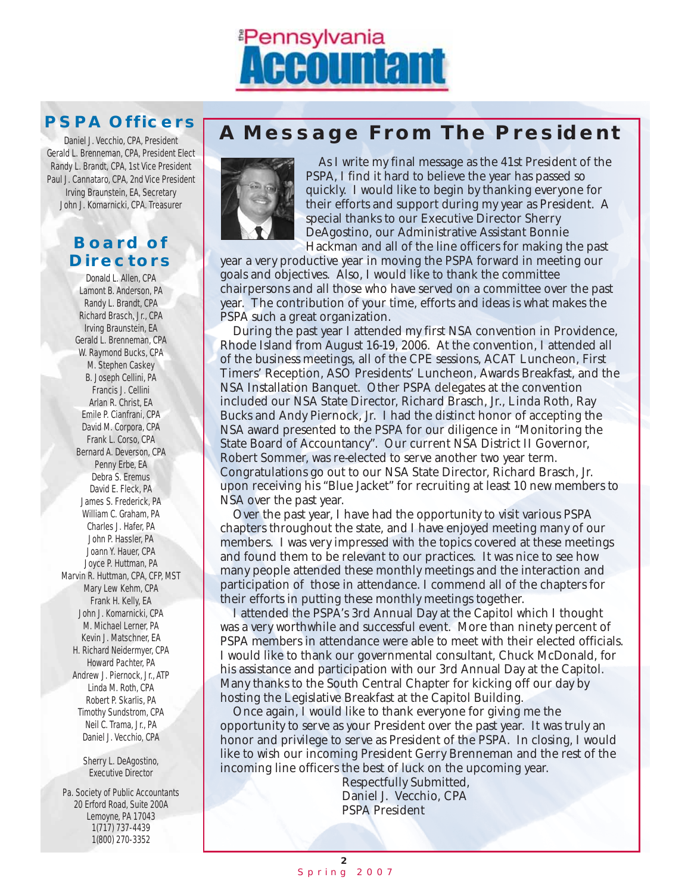# the Pennsylvania Accountant

## PSPA Officers

Daniel J. Vecchio, CPA, President
Gerald L. Brenneman, CPA, President Elect
Randy L. Brandt, CPA, 1st Vice President
Paul J. Cannataro, CPA, 2nd Vice President
Irving Braunstein, EA, Secretary
John J. Komarnicki, CPA. Treasurer

## Board of Directors

Donald L. Allen, CPA
Lamont B. Anderson, PA
Randy L. Brandt, CPA
Richard Brasch, Jr., CPA
Irving Braunstein, EA
Gerald L. Brenneman, CPA
W. Raymond Bucks, CPA
M. Stephen Caskey
B. Joseph Cellini, PA
Francis J. Cellini
Arlan R. Christ, EA
Emile P. Cianfrani, CPA
David M. Corpora, CPA
Frank L. Corso, CPA
Bernard A. Deverson, CPA
Penny Erbe, EA
Debra S. Eremus
David E. Fleck, PA
James S. Frederick, PA
William C. Graham, PA
Charles J. Hafer, PA
John P. Hassler, PA
Joann Y. Hauer, CPA
Joyce P. Huttman, PA
Marvin R. Huttman, CPA, CFP, MST
Mary Lew Kehm, CPA
Frank H. Kelly, EA
John J. Komarnicki, CPA
M. Michael Lerner, PA
Kevin J. Matschner, EA
H. Richard Neidermyer, CPA
Howard Pachter, PA
Andrew J. Piernock, Jr., ATP
Linda M. Roth, CPA
Robert P. Skarlis, PA
Timothy Sundstrom, CPA
Neil C. Trama, Jr., PA
Daniel J. Vecchio, CPA

Sherry L. DeAgostino,
Executive Director

Pa. Society of Public Accountants
20 Erford Road, Suite 200A
Lemoyne, PA 17043
1(717) 737-4439
1(800) 270-3352

## A Message From The President

As I write my final message as the 41st President of the PSPA, I find it hard to believe the year has passed so quickly. I would like to begin by thanking everyone for their efforts and support during my year as President. A special thanks to our Executive Director Sherry DeAgostino, our Administrative Assistant Bonnie Hackman and all of the line officers for making the past year a very productive year in moving the PSPA forward in meeting our goals and objectives. Also, I would like to thank the committee chairpersons and all those who have served on a committee over the past year. The contribution of your time, efforts and ideas is what makes the PSPA such a great organization.

During the past year I attended my first NSA convention in Providence, Rhode Island from August 16-19, 2006. At the convention, I attended all of the business meetings, all of the CPE sessions, ACAT Luncheon, First Timers' Reception, ASO Presidents' Luncheon, Awards Breakfast, and the NSA Installation Banquet. Other PSPA delegates at the convention included our NSA State Director, Richard Brasch, Jr., Linda Roth, Ray Bucks and Andy Piernock, Jr. I had the distinct honor of accepting the NSA award presented to the PSPA for our diligence in "Monitoring the State Board of Accountancy". Our current NSA District II Governor, Robert Sommer, was re-elected to serve another two year term. Congratulations go out to our NSA State Director, Richard Brasch, Jr. upon receiving his "Blue Jacket" for recruiting at least 10 new members to NSA over the past year.

Over the past year, I have had the opportunity to visit various PSPA chapters throughout the state, and I have enjoyed meeting many of our members. I was very impressed with the topics covered at these meetings and found them to be relevant to our practices. It was nice to see how many people attended these monthly meetings and the interaction and participation of those in attendance. I commend all of the chapters for their efforts in putting these monthly meetings together.

I attended the PSPA's 3rd Annual Day at the Capitol which I thought was a very worthwhile and successful event. More than ninety percent of PSPA members in attendance were able to meet with their elected officials. I would like to thank our governmental consultant, Chuck McDonald, for his assistance and participation with our 3rd Annual Day at the Capitol. Many thanks to the South Central Chapter for kicking off our day by hosting the Legislative Breakfast at the Capitol Building.

Once again, I would like to thank everyone for giving me the opportunity to serve as your President over the past year. It was truly an honor and privilege to serve as President of the PSPA. In closing, I would like to wish our incoming President Gerry Brenneman and the rest of the incoming line officers the best of luck on the upcoming year.

Respectfully Submitted,
Daniel J. Vecchio, CPA
PSPA President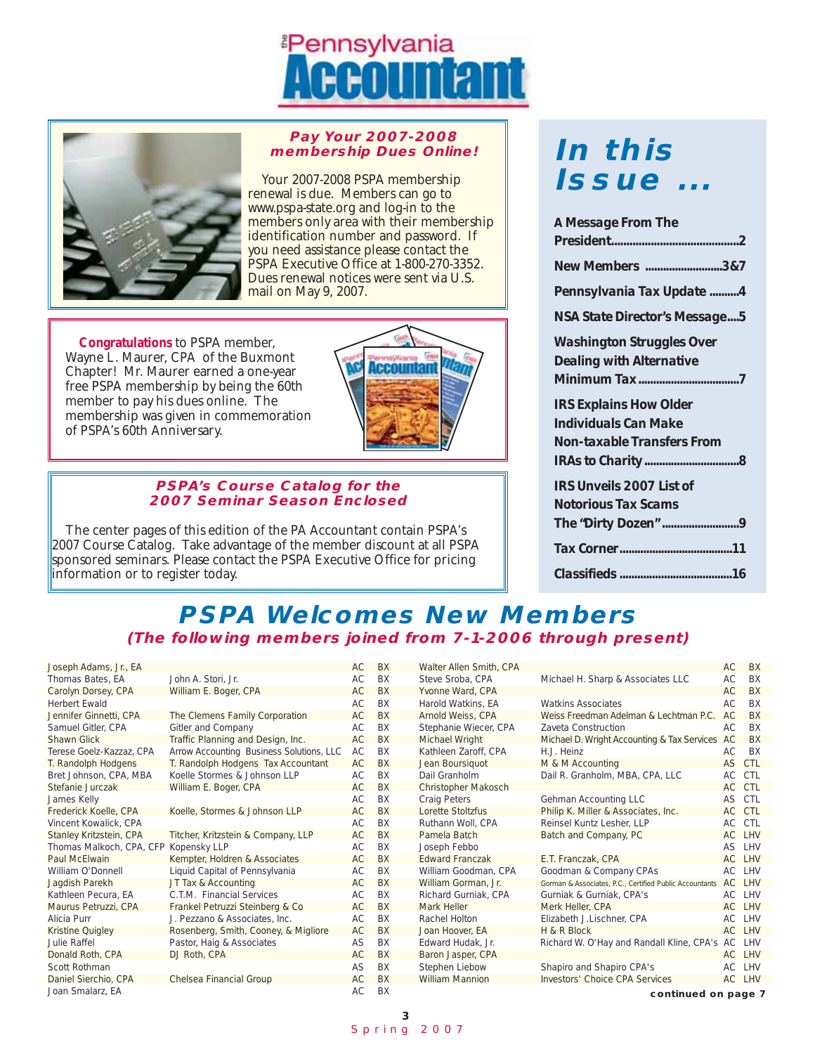# the Pennsylvania Accountant

## Pay Your 2007-2008 membership Dues Online!

Your 2007-2008 PSPA membership renewal is due. Members can go to www.pspa-state.org and log-in to the members only area with their membership identification number and password. If you need assistance please contact the PSPA Executive Office at 1-800-270-3352. Dues renewal notices were sent via U.S. mail on May 9, 2007.

**Congratulations** to PSPA member, Wayne L. Maurer, CPA of the Buxmont Chapter! Mr. Maurer earned a one-year free PSPA membership by being the 60th member to pay his dues online. The membership was given in commemoration of PSPA's 60th Anniversary.

## PSPA's Course Catalog for the 2007 Seminar Season Enclosed

The center pages of this edition of the PA Accountant contain PSPA's 2007 Course Catalog. Take advantage of the member discount at all PSPA sponsored seminars. Please contact the PSPA Executive Office for pricing information or to register today.

## In this Issue ...

- **A Message From The President** ......2
- **New Members** ......3&7
- **Pennsylvania Tax Update** ......4
- **NSA State Director's Message** ....5
- **Washington Struggles Over Dealing with Alternative Minimum Tax** ......7
- **IRS Explains How Older Individuals Can Make Non-taxable Transfers From IRAs to Charity** ......8
- **IRS Unveils 2007 List of Notorious Tax Scams The "Dirty Dozen"** ......9
- **Tax Corner** ......11
- **Classifieds** ......16

## PSPA Welcomes New Members

### (The following members joined from 7-1-2006 through present)

| Name | Firm | | |
|---|---|---|---|
| Joseph Adams, Jr., EA | | AC | BX |
| Thomas Bates, EA | John A. Stori, Jr. | AC | BX |
| Carolyn Dorsey, CPA | William E. Boger, CPA | AC | BX |
| Herbert Ewald | | AC | BX |
| Jennifer Ginnetti, CPA | The Clemens Family Corporation | AC | BX |
| Samuel Gitler, CPA | Gitler and Company | AC | BX |
| Shawn Glick | Traffic Planning and Design, Inc. | AC | BX |
| Terese Goelz-Kazzaz, CPA | Arrow Accounting Business Solutions, LLC | AC | BX |
| T. Randolph Hodgens | T. Randolph Hodgens Tax Accountant | AC | BX |
| Bret Johnson, CPA, MBA | Koelle Stormes & Johnson LLP | AC | BX |
| Stefanie Jurczak | William E. Boger, CPA | AC | BX |
| James Kelly | | AC | BX |
| Frederick Koelle, CPA | Koelle, Stormes & Johnson LLP | AC | BX |
| Vincent Kowalick, CPA | | AC | BX |
| Stanley Kritzstein, CPA | Titcher, Kritzstein & Company, LLP | AC | BX |
| Thomas Malkoch, CPA, CFP | Kopensky LLP | AC | BX |
| Paul McElwain | Kempter, Holdren & Associates | AC | BX |
| William O'Donnell | Liquid Capital of Pennsylvania | AC | BX |
| Jagdish Parekh | JT Tax & Accounting | AC | BX |
| Kathleen Pecura, EA | C.T.M. Financial Services | AC | BX |
| Maurus Petruzzi, CPA | Frankel Petruzzi Steinberg & Co | AC | BX |
| Alicia Purr | J. Pezzano & Associates, Inc. | AC | BX |
| Kristine Quigley | Rosenberg, Smith, Cooney, & Migliore | AC | BX |
| Julie Raffel | Pastor, Haig & Associates | AS | BX |
| Donald Roth, CPA | DJ Roth, CPA | AC | BX |
| Scott Rothman | | AS | BX |
| Daniel Sierchio, CPA | Chelsea Financial Group | AC | BX |
| Joan Smalarz, EA | | AC | BX |
| Walter Allen Smith, CPA | | AC | BX |
| Steve Sroba, CPA | Michael H. Sharp & Associates LLC | AC | BX |
| Yvonne Ward, CPA | | AC | BX |
| Harold Watkins, EA | Watkins Associates | AC | BX |
| Arnold Weiss, CPA | Weiss Freedman Adelman & Lechtman P.C. | AC | BX |
| Stephanie Wiecer, CPA | Zaveta Construction | AC | BX |
| Michael Wright | Michael D. Wright Accounting & Tax Services | AC | BX |
| Kathleen Zaroff, CPA | H.J. Heinz | AC | BX |
| Jean Boursiquot | M & M Accounting | AS | CTL |
| Dail Granholm | Dail R. Granholm, MBA, CPA, LLC | AC | CTL |
| Christopher Makosch | | AC | CTL |
| Craig Peters | Gehman Accounting LLC | AS | CTL |
| Lorette Stoltzfus | Philip K. Miller & Associates, Inc. | AC | CTL |
| Ruthann Woll, CPA | Reinsel Kuntz Lesher, LLP | AC | CTL |
| Pamela Batch | Batch and Company, PC | AC | LHV |
| Joseph Febbo | | AS | LHV |
| Edward Franczak | E.T. Franczak, CPA | AC | LHV |
| William Goodman, CPA | Goodman & Company CPAs | AC | LHV |
| William Gorman, Jr. | Gorman & Associates, P.C., Certified Public Accountants | AC | LHV |
| Richard Gurniak, CPA | Gurniak & Gurniak, CPA's | AC | LHV |
| Mark Heller | Merk Heller, CPA | AC | LHV |
| Rachel Holton | Elizabeth J.Lischner, CPA | AC | LHV |
| Joan Hoover, EA | H & R Block | AC | LHV |
| Edward Hudak, Jr. | Richard W. O'Hay and Randall Kline, CPA's | AC | LHV |
| Baron Jasper, CPA | | AC | LHV |
| Stephen Liebow | Shapiro and Shapiro CPA's | AC | LHV |
| William Mannion | Investors' Choice CPA Services | AC | LHV |

**continued on page 7**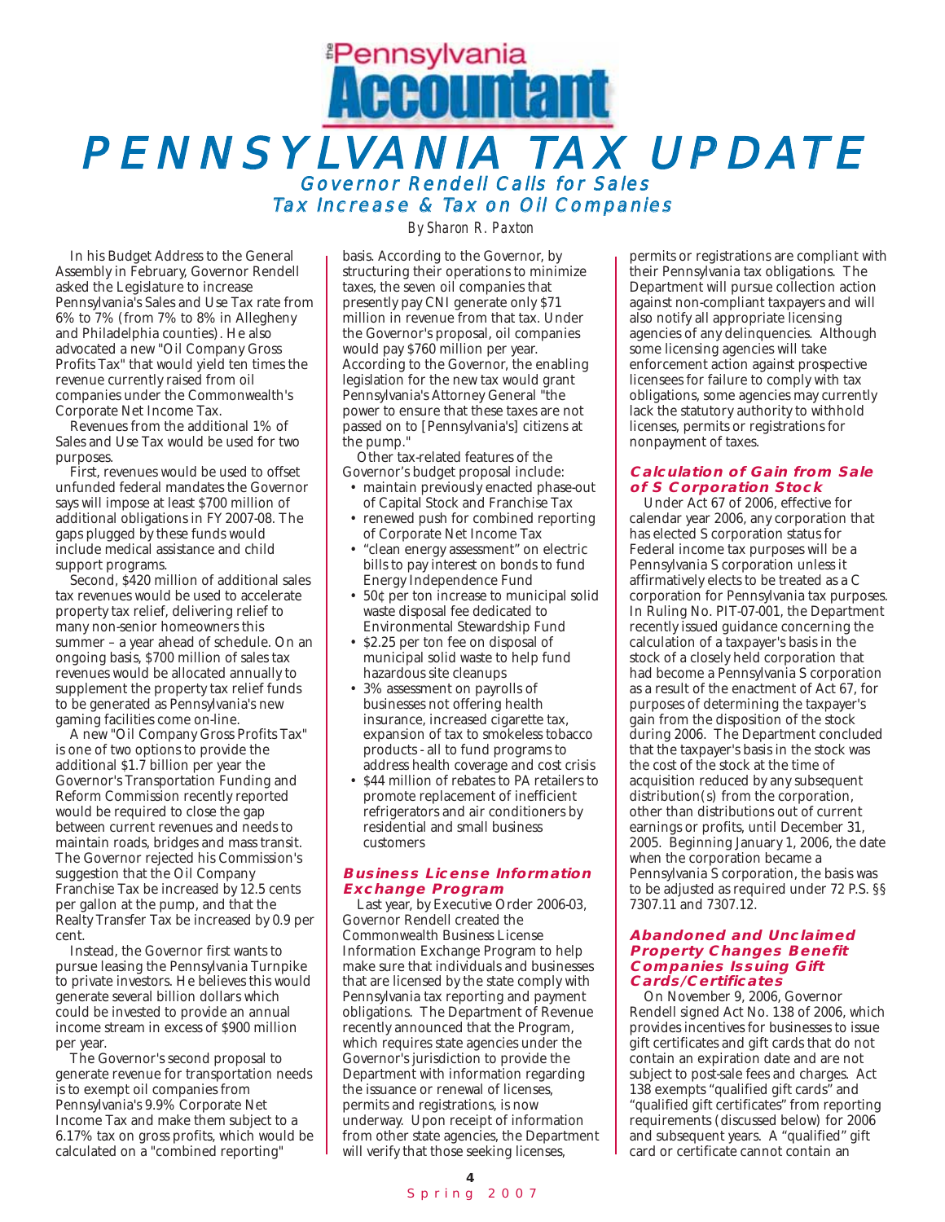# PENNSYLVANIA TAX UPDATE

## Governor Rendell Calls for Sales Tax Increase & Tax on Oil Companies

*By Sharon R. Paxton*

In his Budget Address to the General Assembly in February, Governor Rendell asked the Legislature to increase Pennsylvania's Sales and Use Tax rate from 6% to 7% (from 7% to 8% in Allegheny and Philadelphia counties). He also advocated a new "Oil Company Gross Profits Tax" that would yield ten times the revenue currently raised from oil companies under the Commonwealth's Corporate Net Income Tax.

Revenues from the additional 1% of Sales and Use Tax would be used for two purposes.

First, revenues would be used to offset unfunded federal mandates the Governor says will impose at least $700 million of additional obligations in FY 2007-08. The gaps plugged by these funds would include medical assistance and child support programs.

Second, $420 million of additional sales tax revenues would be used to accelerate property tax relief, delivering relief to many non-senior homeowners this summer – a year ahead of schedule. On an ongoing basis, $700 million of sales tax revenues would be allocated annually to supplement the property tax relief funds to be generated as Pennsylvania's new gaming facilities come on-line.

A new "Oil Company Gross Profits Tax" is one of two options to provide the additional $1.7 billion per year the Governor's Transportation Funding and Reform Commission recently reported would be required to close the gap between current revenues and needs to maintain roads, bridges and mass transit. The Governor rejected his Commission's suggestion that the Oil Company Franchise Tax be increased by 12.5 cents per gallon at the pump, and that the Realty Transfer Tax be increased by 0.9 per cent.

Instead, the Governor first wants to pursue leasing the Pennsylvania Turnpike to private investors. He believes this would generate several billion dollars which could be invested to provide an annual income stream in excess of $900 million per year.

The Governor's second proposal to generate revenue for transportation needs is to exempt oil companies from Pennsylvania's 9.9% Corporate Net Income Tax and make them subject to a 6.17% tax on gross profits, which would be calculated on a "combined reporting" basis. According to the Governor, by structuring their operations to minimize taxes, the seven oil companies that presently pay CNI generate only $71 million in revenue from that tax. Under the Governor's proposal, oil companies would pay $760 million per year. According to the Governor, the enabling legislation for the new tax would grant Pennsylvania's Attorney General "the power to ensure that these taxes are not passed on to [Pennsylvania's] citizens at the pump."

Other tax-related features of the Governor's budget proposal include:

- maintain previously enacted phase-out of Capital Stock and Franchise Tax
- renewed push for combined reporting of Corporate Net Income Tax
- "clean energy assessment" on electric bills to pay interest on bonds to fund Energy Independence Fund
- 50¢ per ton increase to municipal solid waste disposal fee dedicated to Environmental Stewardship Fund
- $2.25 per ton fee on disposal of municipal solid waste to help fund hazardous site cleanups
- 3% assessment on payrolls of businesses not offering health insurance, increased cigarette tax, expansion of tax to smokeless tobacco products - all to fund programs to address health coverage and cost crisis
- $44 million of rebates to PA retailers to promote replacement of inefficient refrigerators and air conditioners by residential and small business customers

### Business License Information Exchange Program

Last year, by Executive Order 2006-03, Governor Rendell created the Commonwealth Business License Information Exchange Program to help make sure that individuals and businesses that are licensed by the state comply with Pennsylvania tax reporting and payment obligations. The Department of Revenue recently announced that the Program, which requires state agencies under the Governor's jurisdiction to provide the Department with information regarding the issuance or renewal of licenses, permits and registrations, is now underway. Upon receipt of information from other state agencies, the Department will verify that those seeking licenses, permits or registrations are compliant with their Pennsylvania tax obligations. The Department will pursue collection action against non-compliant taxpayers and will also notify all appropriate licensing agencies of any delinquencies. Although some licensing agencies will take enforcement action against prospective licensees for failure to comply with tax obligations, some agencies may currently lack the statutory authority to withhold licenses, permits or registrations for nonpayment of taxes.

### Calculation of Gain from Sale of S Corporation Stock

Under Act 67 of 2006, effective for calendar year 2006, any corporation that has elected S corporation status for Federal income tax purposes will be a Pennsylvania S corporation unless it affirmatively elects to be treated as a C corporation for Pennsylvania tax purposes. In Ruling No. PIT-07-001, the Department recently issued guidance concerning the calculation of a taxpayer's basis in the stock of a closely held corporation that had become a Pennsylvania S corporation as a result of the enactment of Act 67, for purposes of determining the taxpayer's gain from the disposition of the stock during 2006. The Department concluded that the taxpayer's basis in the stock was the cost of the stock at the time of acquisition reduced by any subsequent distribution(s) from the corporation, other than distributions out of current earnings or profits, until December 31, 2005. Beginning January 1, 2006, the date when the corporation became a Pennsylvania S corporation, the basis was to be adjusted as required under 72 P.S. §§ 7307.11 and 7307.12.

### Abandoned and Unclaimed Property Changes Benefit Companies Issuing Gift Cards/Certificates

On November 9, 2006, Governor Rendell signed Act No. 138 of 2006, which provides incentives for businesses to issue gift certificates and gift cards that do not contain an expiration date and are not subject to post-sale fees and charges. Act 138 exempts "qualified gift cards" and "qualified gift certificates" from reporting requirements (discussed below) for 2006 and subsequent years. A "qualified" gift card or certificate cannot contain an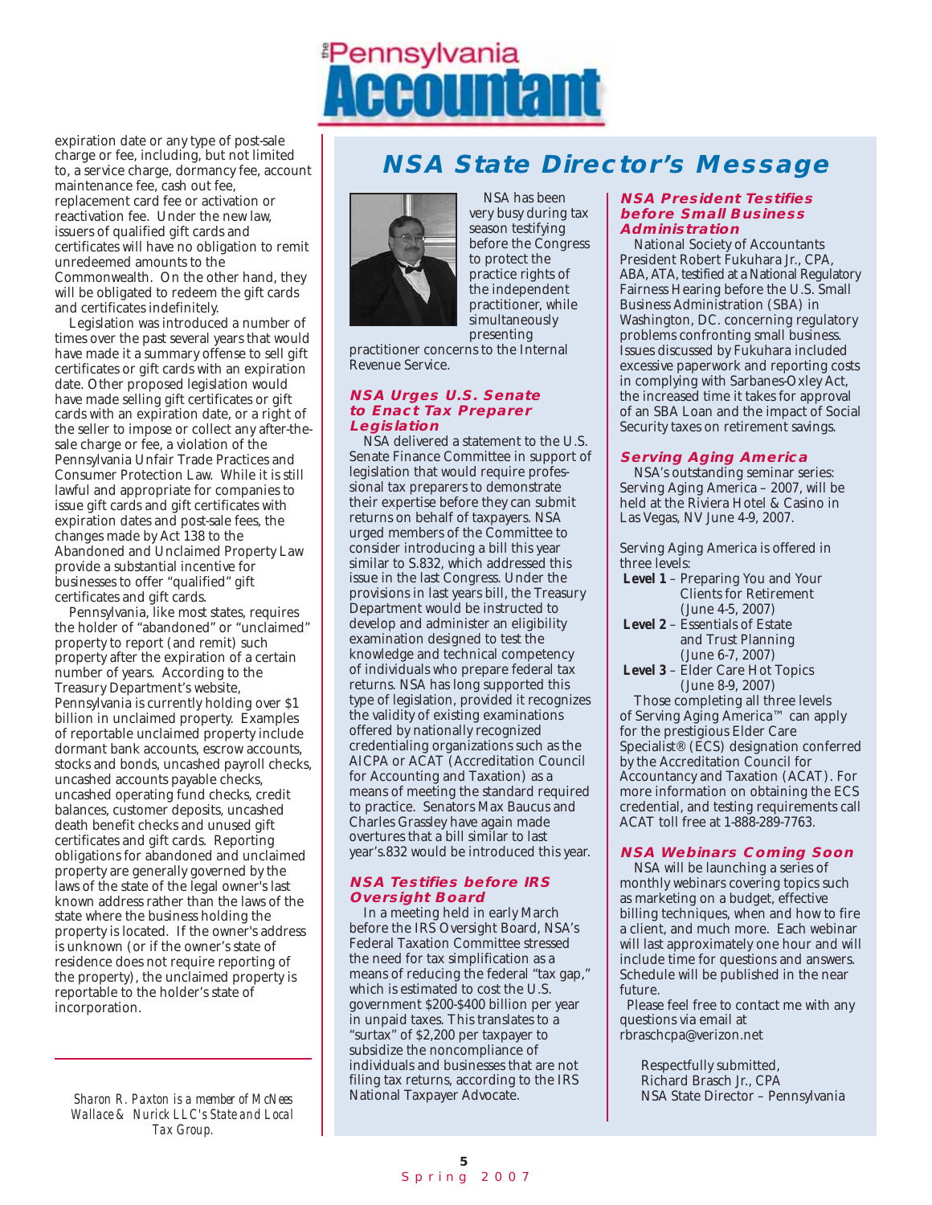expiration date or any type of post-sale charge or fee, including, but not limited to, a service charge, dormancy fee, account maintenance fee, cash out fee, replacement card fee or activation or reactivation fee. Under the new law, issuers of qualified gift cards and certificates will have no obligation to remit unredeemed amounts to the Commonwealth. On the other hand, they will be obligated to redeem the gift cards and certificates indefinitely.

Legislation was introduced a number of times over the past several years that would have made it a summary offense to sell gift certificates or gift cards with an expiration date. Other proposed legislation would have made selling gift certificates or gift cards with an expiration date, or a right of the seller to impose or collect any after-the-sale charge or fee, a violation of the Pennsylvania Unfair Trade Practices and Consumer Protection Law. While it is still lawful and appropriate for companies to issue gift cards and gift certificates with expiration dates and post-sale fees, the changes made by Act 138 to the Abandoned and Unclaimed Property Law provide a substantial incentive for businesses to offer "qualified" gift certificates and gift cards.

Pennsylvania, like most states, requires the holder of "abandoned" or "unclaimed" property to report (and remit) such property after the expiration of a certain number of years. According to the Treasury Department's website, Pennsylvania is currently holding over $1 billion in unclaimed property. Examples of reportable unclaimed property include dormant bank accounts, escrow accounts, stocks and bonds, uncashed payroll checks, uncashed accounts payable checks, uncashed operating fund checks, credit balances, customer deposits, uncashed death benefit checks and unused gift certificates and gift cards. Reporting obligations for abandoned and unclaimed property are generally governed by the laws of the state of the legal owner's last known address rather than the laws of the state where the business holding the property is located. If the owner's address is unknown (or if the owner's state of residence does not require reporting of the property), the unclaimed property is reportable to the holder's state of incorporation.

---

*Sharon R. Paxton is a member of McNees Wallace & Nurick LLC's State and Local Tax Group.*

# NSA State Director's Message

NSA has been very busy during tax season testifying before the Congress to protect the practice rights of the independent practitioner, while simultaneously presenting practitioner concerns to the Internal Revenue Service.

## NSA Urges U.S. Senate to Enact Tax Preparer Legislation

NSA delivered a statement to the U.S. Senate Finance Committee in support of legislation that would require professional tax preparers to demonstrate their expertise before they can submit returns on behalf of taxpayers. NSA urged members of the Committee to consider introducing a bill this year similar to S.832, which addressed this issue in the last Congress. Under the provisions in last years bill, the Treasury Department would be instructed to develop and administer an eligibility examination designed to test the knowledge and technical competency of individuals who prepare federal tax returns. NSA has long supported this type of legislation, provided it recognizes the validity of existing examinations offered by nationally recognized credentialing organizations such as the AICPA or ACAT (Accreditation Council for Accounting and Taxation) as a means of meeting the standard required to practice. Senators Max Baucus and Charles Grassley have again made overtures that a bill similar to last year's.832 would be introduced this year.

## NSA Testifies before IRS Oversight Board

In a meeting held in early March before the IRS Oversight Board, NSA's Federal Taxation Committee stressed the need for tax simplification as a means of reducing the federal "tax gap," which is estimated to cost the U.S. government $200-$400 billion per year in unpaid taxes. This translates to a "surtax" of $2,200 per taxpayer to subsidize the noncompliance of individuals and businesses that are not filing tax returns, according to the IRS National Taxpayer Advocate.

## NSA President Testifies before Small Business Administration

National Society of Accountants President Robert Fukuhara Jr., CPA, ABA, ATA, testified at a National Regulatory Fairness Hearing before the U.S. Small Business Administration (SBA) in Washington, DC. concerning regulatory problems confronting small business. Issues discussed by Fukuhara included excessive paperwork and reporting costs in complying with Sarbanes-Oxley Act, the increased time it takes for approval of an SBA Loan and the impact of Social Security taxes on retirement savings.

## Serving Aging America

NSA's outstanding seminar series: Serving Aging America – 2007, will be held at the Riviera Hotel & Casino in Las Vegas, NV June 4-9, 2007.

Serving Aging America is offered in three levels:

- **Level 1** – Preparing You and Your Clients for Retirement (June 4-5, 2007)
- **Level 2** – Essentials of Estate and Trust Planning (June 6-7, 2007)
- **Level 3** – Elder Care Hot Topics (June 8-9, 2007)

Those completing all three levels of Serving Aging America™ can apply for the prestigious Elder Care Specialist® (ECS) designation conferred by the Accreditation Council for Accountancy and Taxation (ACAT). For more information on obtaining the ECS credential, and testing requirements call ACAT toll free at 1-888-289-7763.

## NSA Webinars Coming Soon

NSA will be launching a series of monthly webinars covering topics such as marketing on a budget, effective billing techniques, when and how to fire a client, and much more. Each webinar will last approximately one hour and will include time for questions and answers. Schedule will be published in the near future.

Please feel free to contact me with any questions via email at rbraschcpa@verizon.net

Respectfully submitted,
Richard Brasch Jr., CPA
NSA State Director – Pennsylvania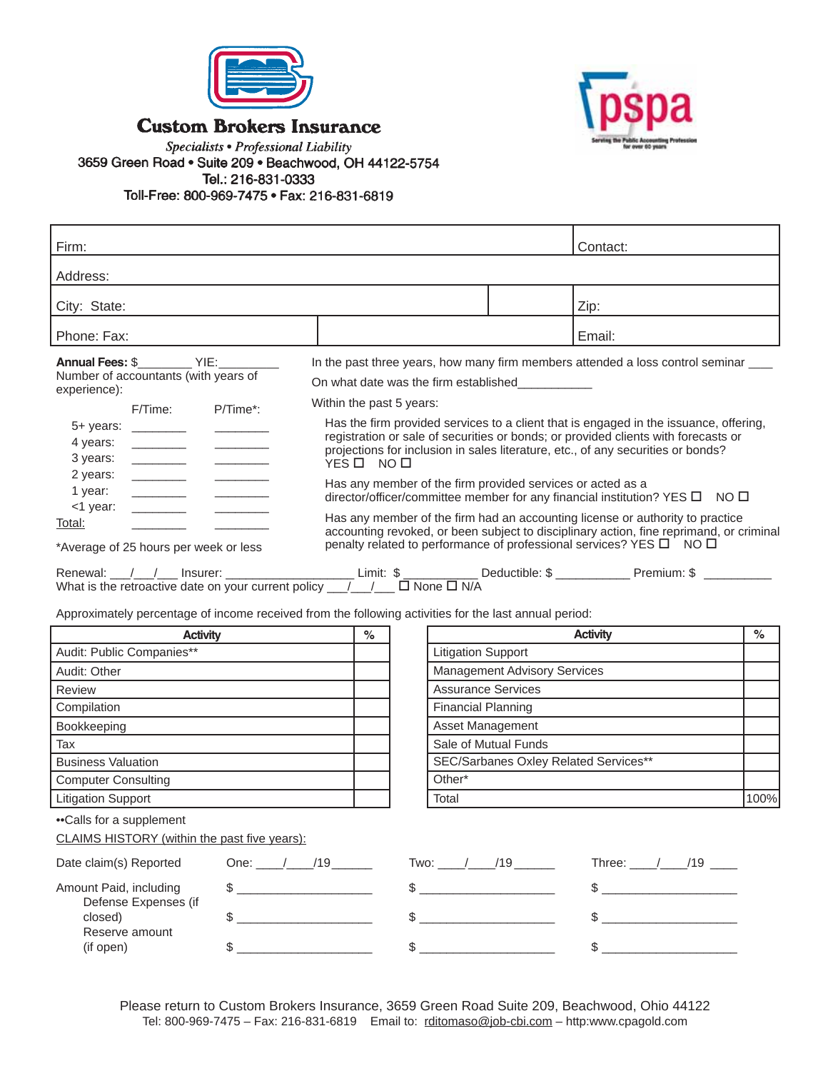# Custom Brokers Insurance

*Specialists • Professional Liability*

3659 Green Road • Suite 209 • Beachwood, OH 44122-5754

Tel.: 216-831-0333

Toll-Free: 800-969-7475 • Fax: 216-831-6819

pspa — Serving the Public Accounting Profession for over 60 years

| Firm: | | | Contact: |
|---|---|---|---|
| Address: | | | |
| City: State: | | | Zip: |
| Phone: Fax: | | | Email: |

**Annual Fees:** $________ YIE:_________

Number of accountants (with years of experience):

| | F/Time: | P/Time*: |
|---|---|---|
| 5+ years: | ________ | ________ |
| 4 years: | ________ | ________ |
| 3 years: | ________ | ________ |
| 2 years: | ________ | ________ |
| 1 year: | ________ | ________ |
| <1 year: | ________ | ________ |
| Total: | ________ | ________ |

*Average of 25 hours per week or less

In the past three years, how many firm members attended a loss control seminar ___

On what date was the firm established___________

Within the past 5 years:

Has the firm provided services to a client that is engaged in the issuance, offering, registration or sale of securities or bonds; or provided clients with forecasts or projections for inclusion in sales literature, etc., of any securities or bonds? YES ☐ NO ☐

Has any member of the firm provided services or acted as a director/officer/committee member for any financial institution? YES ☐ NO ☐

Has any member of the firm had an accounting license or authority to practice accounting revoked, or been subject to disciplinary action, fine reprimand, or criminal penalty related to performance of professional services? YES ☐ NO ☐

Renewal: ___/___/___ Insurer: ___________________ Limit: $___________ Deductible: $ ___________ Premium: $ __________

What is the retroactive date on your current policy ___/___/___ ☐ None ☐ N/A

Approximately percentage of income received from the following activities for the last annual period:

| Activity | % |
|---|---|
| Audit: Public Companies** | |
| Audit: Other | |
| Review | |
| Compilation | |
| Bookkeeping | |
| Tax | |
| Business Valuation | |
| Computer Consulting | |
| Litigation Support | |

| Activity | % |
|---|---|
| Litigation Support | |
| Management Advisory Services | |
| Assurance Services | |
| Financial Planning | |
| Asset Management | |
| Sale of Mutual Funds | |
| SEC/Sarbanes Oxley Related Services** | |
| Other* | |
| Total | 100% |

••Calls for a supplement

CLAIMS HISTORY (within the past five years):

| | One: | Two: | Three: |
|---|---|---|---|
| Date claim(s) Reported | ____/____/19______ | ____/____/19______ | ____/____/19 ____ |
| Amount Paid, including | $ ____________________ | $ ____________________ | $ ____________________ |
| Defense Expenses (if closed) | $ ____________________ | $ ____________________ | $ ____________________ |
| Reserve amount (if open) | $ ____________________ | $ ____________________ | $ ____________________ |

Please return to Custom Brokers Insurance, 3659 Green Road Suite 209, Beachwood, Ohio 44122

Tel: 800-969-7475 – Fax: 216-831-6819 Email to: rditomaso@job-cbi.com – http:www.cpagold.com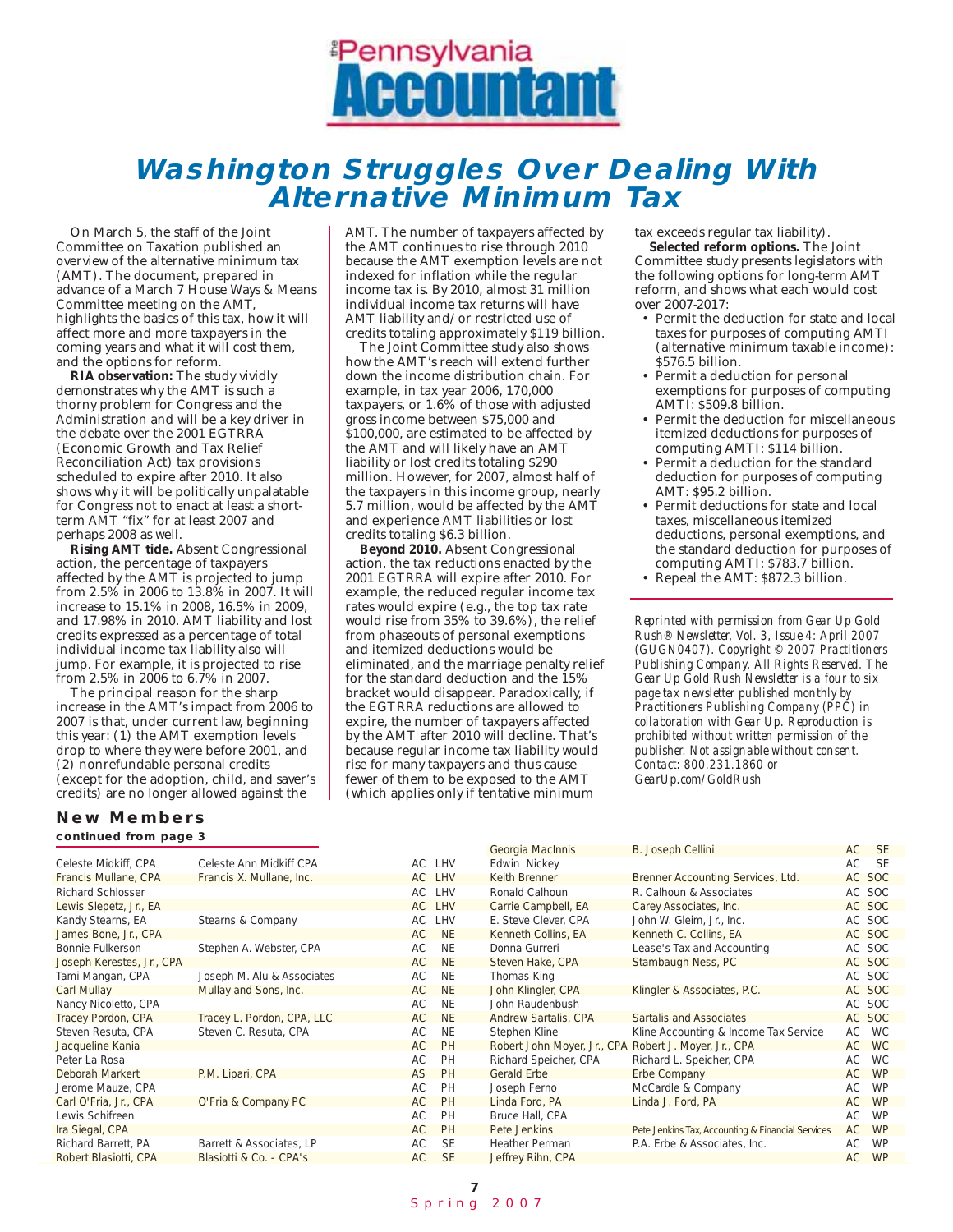# Washington Struggles Over Dealing With Alternative Minimum Tax

On March 5, the staff of the Joint Committee on Taxation published an overview of the alternative minimum tax (AMT). The document, prepared in advance of a March 7 House Ways & Means Committee meeting on the AMT, highlights the basics of this tax, how it will affect more and more taxpayers in the coming years and what it will cost them, and the options for reform.

**RIA observation:** The study vividly demonstrates why the AMT is such a thorny problem for Congress and the Administration and will be a key driver in the debate over the 2001 EGTRRA (Economic Growth and Tax Relief Reconciliation Act) tax provisions scheduled to expire after 2010. It also shows why it will be politically unpalatable for Congress not to enact at least a short-term AMT "fix" for at least 2007 and perhaps 2008 as well.

**Rising AMT tide.** Absent Congressional action, the percentage of taxpayers affected by the AMT is projected to jump from 2.5% in 2006 to 13.8% in 2007. It will increase to 15.1% in 2008, 16.5% in 2009, and 17.98% in 2010. AMT liability and lost credits expressed as a percentage of total individual income tax liability also will jump. For example, it is projected to rise from 2.5% in 2006 to 6.7% in 2007.

The principal reason for the sharp increase in the AMT's impact from 2006 to 2007 is that, under current law, beginning this year: (1) the AMT exemption levels drop to where they were before 2001, and (2) nonrefundable personal credits (except for the adoption, child, and saver's credits) are no longer allowed against the AMT. The number of taxpayers affected by the AMT continues to rise through 2010 because the AMT exemption levels are not indexed for inflation while the regular income tax is. By 2010, almost 31 million individual income tax returns will have AMT liability and/or restricted use of credits totaling approximately $119 billion.

The Joint Committee study also shows how the AMT's reach will extend further down the income distribution chain. For example, in tax year 2006, 170,000 taxpayers, or 1.6% of those with adjusted gross income between $75,000 and $100,000, are estimated to be affected by the AMT and will likely have an AMT liability or lost credits totaling $290 million. However, for 2007, almost half of the taxpayers in this income group, nearly 5.7 million, would be affected by the AMT and experience AMT liabilities or lost credits totaling $6.3 billion.

**Beyond 2010.** Absent Congressional action, the tax reductions enacted by the 2001 EGTRRA will expire after 2010. For example, the reduced regular income tax rates would expire (e.g., the top tax rate would rise from 35% to 39.6%), the relief from phaseouts of personal exemptions and itemized deductions would be eliminated, and the marriage penalty relief for the standard deduction and the 15% bracket would disappear. Paradoxically, if the EGTRRA reductions are allowed to expire, the number of taxpayers affected by the AMT after 2010 will decline. That's because regular income tax liability would rise for many taxpayers and thus cause fewer of them to be exposed to the AMT (which applies only if tentative minimum tax exceeds regular tax liability).

**Selected reform options.** The Joint Committee study presents legislators with the following options for long-term AMT reform, and shows what each would cost over 2007-2017:

- Permit the deduction for state and local taxes for purposes of computing AMTI (alternative minimum taxable income): $576.5 billion.
- Permit a deduction for personal exemptions for purposes of computing AMTI: $509.8 billion.
- Permit the deduction for miscellaneous itemized deductions for purposes of computing AMTI: $114 billion.
- Permit a deduction for the standard deduction for purposes of computing AMT: $95.2 billion.
- Permit deductions for state and local taxes, miscellaneous itemized deductions, personal exemptions, and the standard deduction for purposes of computing AMTI: $783.7 billion.
- Repeal the AMT: $872.3 billion.

*Reprinted with permission from Gear Up Gold Rush® Newsletter, Vol. 3, Issue 4: April 2007 (GUGN0407). Copyright © 2007 Practitioners Publishing Company. All Rights Reserved. The Gear Up Gold Rush Newsletter is a four to six page tax newsletter published monthly by Practitioners Publishing Company (PPC) in collaboration with Gear Up. Reproduction is prohibited without written permission of the publisher. Not assignable without consent. Contact: 800.231.1860 or GearUp.com/GoldRush*

## New Members

**continued from page 3**

| | | | |
|---|---|---|---|
| Celeste Midkiff, CPA | Celeste Ann Midkiff CPA | AC | LHV |
| Francis Mullane, CPA | Francis X. Mullane, Inc. | AC | LHV |
| Richard Schlosser | | AC | LHV |
| Lewis Slepetz, Jr., EA | | AC | LHV |
| Kandy Stearns, EA | Stearns & Company | AC | LHV |
| James Bone, Jr., CPA | | AC | NE |
| Bonnie Fulkerson | Stephen A. Webster, CPA | AC | NE |
| Joseph Kerestes, Jr., CPA | | AC | NE |
| Tami Mangan, CPA | Joseph M. Alu & Associates | AC | NE |
| Carl Mullay | Mullay and Sons, Inc. | AC | NE |
| Nancy Nicoletto, CPA | | AC | NE |
| Tracey Pordon, CPA | Tracey L. Pordon, CPA, LLC | AC | NE |
| Steven Resuta, CPA | Steven C. Resuta, CPA | AC | NE |
| Jacqueline Kania | | AC | PH |
| Peter La Rosa | | AC | PH |
| Deborah Markert | P.M. Lipari, CPA | AS | PH |
| Jerome Mauze, CPA | | AC | PH |
| Carl O'Fria, Jr., CPA | O'Fria & Company PC | AC | PH |
| Lewis Schifreen | | AC | PH |
| Ira Siegal, CPA | | AC | PH |
| Richard Barrett, PA | Barrett & Associates, LP | AC | SE |
| Robert Blasiotti, CPA | Blasiotti & Co. - CPA's | AC | SE |
| Georgia MacInnis | B. Joseph Cellini | AC | SE |
| Edwin Nickey | | AC | SE |
| Keith Brenner | Brenner Accounting Services, Ltd. | AC | SOC |
| Ronald Calhoun | R. Calhoun & Associates | AC | SOC |
| Carrie Campbell, EA | Carey Associates, Inc. | AC | SOC |
| E. Steve Clever, CPA | John W. Gleim, Jr., Inc. | AC | SOC |
| Kenneth Collins, EA | Kenneth C. Collins, EA | AC | SOC |
| Donna Gurreri | Lease's Tax and Accounting | AC | SOC |
| Steven Hake, CPA | Stambaugh Ness, PC | AC | SOC |
| Thomas King | | AC | SOC |
| John Klingler, CPA | Klingler & Associates, P.C. | AC | SOC |
| John Raudenbush | | AC | SOC |
| Andrew Sartalis, CPA | Sartalis and Associates | AC | SOC |
| Stephen Kline | Kline Accounting & Income Tax Service | AC | WC |
| Robert John Moyer, Jr., CPA | Robert J. Moyer, Jr., CPA | AC | WC |
| Richard Speicher, CPA | Richard L. Speicher, CPA | AC | WC |
| Gerald Erbe | Erbe Company | AC | WP |
| Joseph Ferno | McCardle & Company | AC | WP |
| Linda Ford, PA | Linda J. Ford, PA | AC | WP |
| Bruce Hall, CPA | | AC | WP |
| Pete Jenkins | Pete Jenkins Tax, Accounting & Financial Services | AC | WP |
| Heather Perman | P.A. Erbe & Associates, Inc. | AC | WP |
| Jeffrey Rihn, CPA | | AC | WP |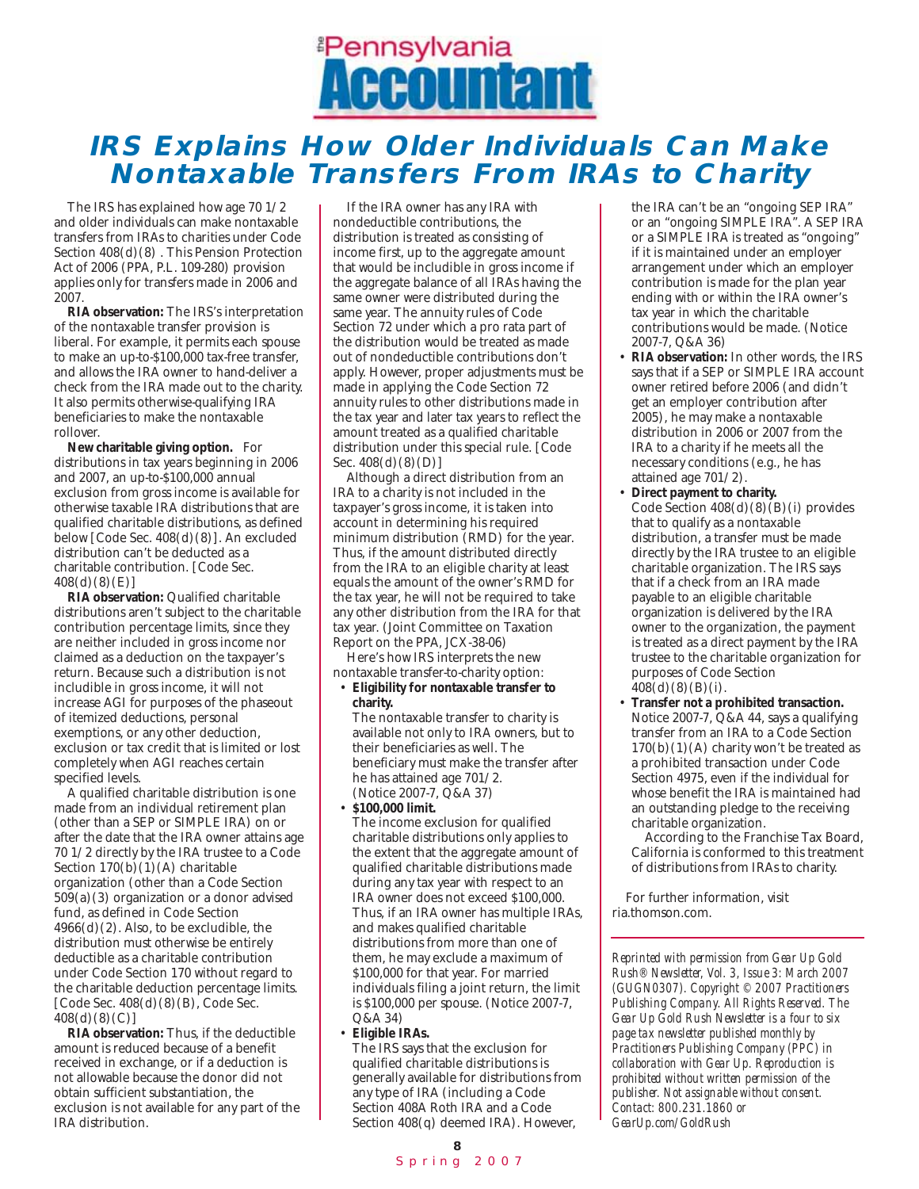# IRS Explains How Older Individuals Can Make Nontaxable Transfers From IRAs to Charity

The IRS has explained how age 70 1/2 and older individuals can make nontaxable transfers from IRAs to charities under Code Section 408(d)(8) . This Pension Protection Act of 2006 (PPA, P.L. 109-280) provision applies only for transfers made in 2006 and 2007.

**RIA observation:** The IRS's interpretation of the nontaxable transfer provision is liberal. For example, it permits each spouse to make an up-to-$100,000 tax-free transfer, and allows the IRA owner to hand-deliver a check from the IRA made out to the charity. It also permits otherwise-qualifying IRA beneficiaries to make the nontaxable rollover.

**New charitable giving option.** For distributions in tax years beginning in 2006 and 2007, an up-to-$100,000 annual exclusion from gross income is available for otherwise taxable IRA distributions that are qualified charitable distributions, as defined below [Code Sec. 408(d)(8)]. An excluded distribution can't be deducted as a charitable contribution. [Code Sec. 408(d)(8)(E)]

**RIA observation:** Qualified charitable distributions aren't subject to the charitable contribution percentage limits, since they are neither included in gross income nor claimed as a deduction on the taxpayer's return. Because such a distribution is not includible in gross income, it will not increase AGI for purposes of the phaseout of itemized deductions, personal exemptions, or any other deduction, exclusion or tax credit that is limited or lost completely when AGI reaches certain specified levels.

A qualified charitable distribution is one made from an individual retirement plan (other than a SEP or SIMPLE IRA) on or after the date that the IRA owner attains age 70 1/2 directly by the IRA trustee to a Code Section 170(b)(1)(A) charitable organization (other than a Code Section 509(a)(3) organization or a donor advised fund, as defined in Code Section 4966(d)(2). Also, to be excludible, the distribution must otherwise be entirely deductible as a charitable contribution under Code Section 170 without regard to the charitable deduction percentage limits. [Code Sec. 408(d)(8)(B), Code Sec. 408(d)(8)(C)]

**RIA observation:** Thus, if the deductible amount is reduced because of a benefit received in exchange, or if a deduction is not allowable because the donor did not obtain sufficient substantiation, the exclusion is not available for any part of the IRA distribution.

If the IRA owner has any IRA with nondeductible contributions, the distribution is treated as consisting of income first, up to the aggregate amount that would be includible in gross income if the aggregate balance of all IRAs having the same owner were distributed during the same year. The annuity rules of Code Section 72 under which a pro rata part of the distribution would be treated as made out of nondeductible contributions don't apply. However, proper adjustments must be made in applying the Code Section 72 annuity rules to other distributions made in the tax year and later tax years to reflect the amount treated as a qualified charitable distribution under this special rule. [Code Sec. 408(d)(8)(D)]

Although a direct distribution from an IRA to a charity is not included in the taxpayer's gross income, it is taken into account in determining his required minimum distribution (RMD) for the year. Thus, if the amount distributed directly from the IRA to an eligible charity at least equals the amount of the owner's RMD for the tax year, he will not be required to take any other distribution from the IRA for that tax year. (Joint Committee on Taxation Report on the PPA, JCX-38-06)

Here's how IRS interprets the new nontaxable transfer-to-charity option:

- **Eligibility for nontaxable transfer to charity.**
  The nontaxable transfer to charity is available not only to IRA owners, but to their beneficiaries as well. The beneficiary must make the transfer after he has attained age 70 1/2. (Notice 2007-7, Q&A 37)
- **$100,000 limit.**
  The income exclusion for qualified charitable distributions only applies to the extent that the aggregate amount of qualified charitable distributions made during any tax year with respect to an IRA owner does not exceed $100,000. Thus, if an IRA owner has multiple IRAs, and makes qualified charitable distributions from more than one of them, he may exclude a maximum of $100,000 for that year. For married individuals filing a joint return, the limit is $100,000 per spouse. (Notice 2007-7, Q&A 34)
- **Eligible IRAs.**
  The IRS says that the exclusion for qualified charitable distributions is generally available for distributions from any type of IRA (including a Code Section 408A Roth IRA and a Code Section 408(q) deemed IRA). However, the IRA can't be an "ongoing SEP IRA" or an "ongoing SIMPLE IRA". A SEP IRA or a SIMPLE IRA is treated as "ongoing" if it is maintained under an employer arrangement under which an employer contribution is made for the plan year ending with or within the IRA owner's tax year in which the charitable contributions would be made. (Notice 2007-7, Q&A 36)
- **RIA observation:** In other words, the IRS says that if a SEP or SIMPLE IRA account owner retired before 2006 (and didn't get an employer contribution after 2005), he may make a nontaxable distribution in 2006 or 2007 from the IRA to a charity if he meets all the necessary conditions (e.g., he has attained age 70 1/2).
- **Direct payment to charity.**
  Code Section 408(d)(8)(B)(i) provides that to qualify as a nontaxable distribution, a transfer must be made directly by the IRA trustee to an eligible charitable organization. The IRS says that if a check from an IRA made payable to an eligible charitable organization is delivered by the IRA owner to the organization, the payment is treated as a direct payment by the IRA trustee to the charitable organization for purposes of Code Section 408(d)(8)(B)(i).
- **Transfer not a prohibited transaction.**
  Notice 2007-7, Q&A 44, says a qualifying transfer from an IRA to a Code Section 170(b)(1)(A) charity won't be treated as a prohibited transaction under Code Section 4975, even if the individual for whose benefit the IRA is maintained had an outstanding pledge to the receiving charitable organization.

According to the Franchise Tax Board, California is conformed to this treatment of distributions from IRAs to charity.

For further information, visit ria.thomson.com.

*Reprinted with permission from Gear Up Gold Rush® Newsletter, Vol. 3, Issue 3: March 2007 (GUGN0307). Copyright © 2007 Practitioners Publishing Company. All Rights Reserved. The Gear Up Gold Rush Newsletter is a four to six page tax newsletter published monthly by Practitioners Publishing Company (PPC) in collaboration with Gear Up. Reproduction is prohibited without written permission of the publisher. Not assignable without consent. Contact: 800.231.1860 or GearUp.com/GoldRush*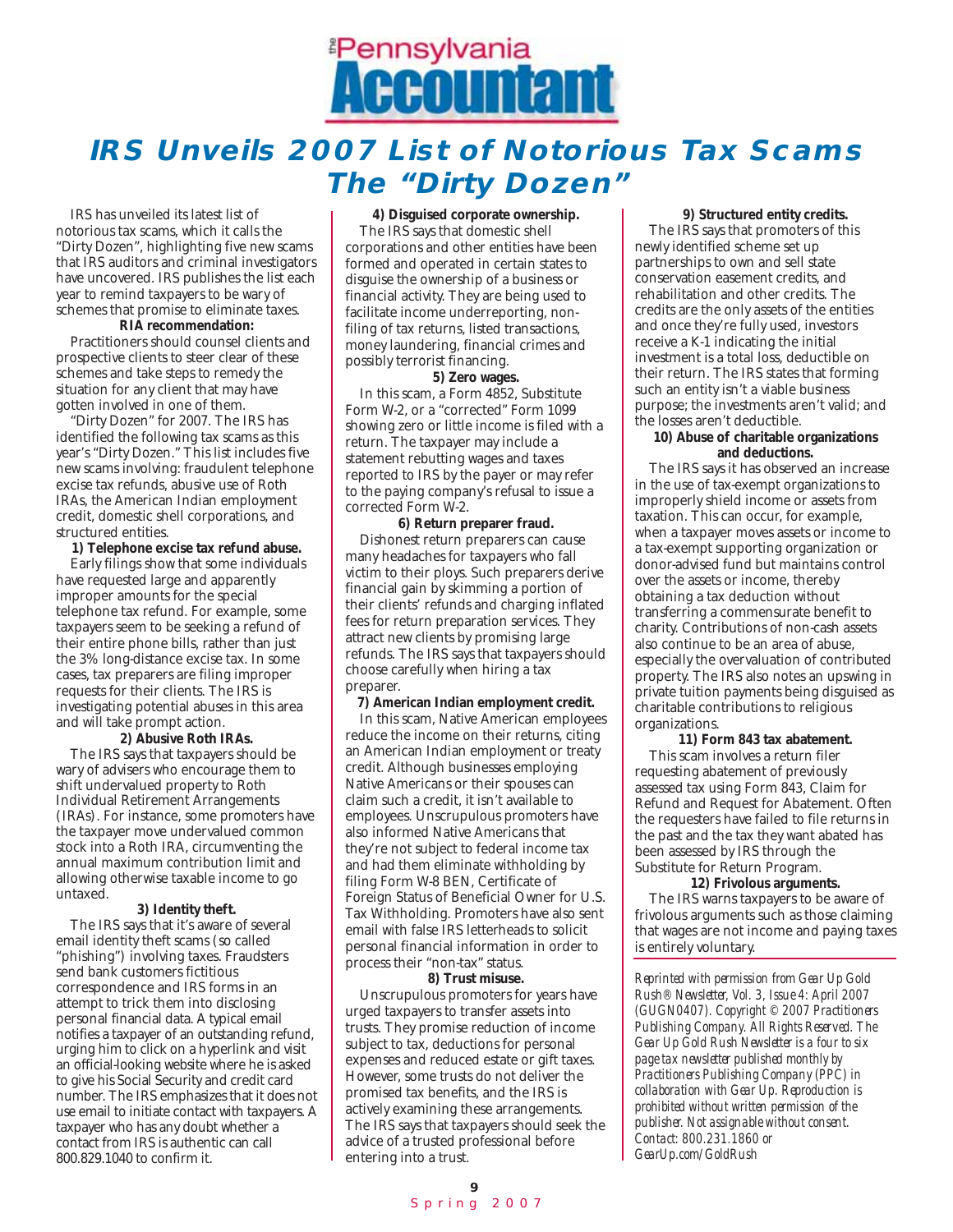# IRS Unveils 2007 List of Notorious Tax Scams The "Dirty Dozen"

IRS has unveiled its latest list of notorious tax scams, which it calls the "Dirty Dozen", highlighting five new scams that IRS auditors and criminal investigators have uncovered. IRS publishes the list each year to remind taxpayers to be wary of schemes that promise to eliminate taxes.

**RIA recommendation:**

Practitioners should counsel clients and prospective clients to steer clear of these schemes and take steps to remedy the situation for any client that may have gotten involved in one of them.

"Dirty Dozen" for 2007. The IRS has identified the following tax scams as this year's "Dirty Dozen." This list includes five new scams involving: fraudulent telephone excise tax refunds, abusive use of Roth IRAs, the American Indian employment credit, domestic shell corporations, and structured entities.

**1) Telephone excise tax refund abuse.**

Early filings show that some individuals have requested large and apparently improper amounts for the special telephone tax refund. For example, some taxpayers seem to be seeking a refund of their entire phone bills, rather than just the 3% long-distance excise tax. In some cases, tax preparers are filing improper requests for their clients. The IRS is investigating potential abuses in this area and will take prompt action.

**2) Abusive Roth IRAs.**

The IRS says that taxpayers should be wary of advisers who encourage them to shift undervalued property to Roth Individual Retirement Arrangements (IRAs). For instance, some promoters have the taxpayer move undervalued common stock into a Roth IRA, circumventing the annual maximum contribution limit and allowing otherwise taxable income to go untaxed.

**3) Identity theft.**

The IRS says that it's aware of several email identity theft scams (so called "phishing") involving taxes. Fraudsters send bank customers fictitious correspondence and IRS forms in an attempt to trick them into disclosing personal financial data. A typical email notifies a taxpayer of an outstanding refund, urging him to click on a hyperlink and visit an official-looking website where he is asked to give his Social Security and credit card number. The IRS emphasizes that it does not use email to initiate contact with taxpayers. A taxpayer who has any doubt whether a contact from IRS is authentic can call 800.829.1040 to confirm it.

**4) Disguised corporate ownership.**

The IRS says that domestic shell corporations and other entities have been formed and operated in certain states to disguise the ownership of a business or financial activity. They are being used to facilitate income underreporting, non-filing of tax returns, listed transactions, money laundering, financial crimes and possibly terrorist financing.

**5) Zero wages.**

In this scam, a Form 4852, Substitute Form W-2, or a "corrected" Form 1099 showing zero or little income is filed with a return. The taxpayer may include a statement rebutting wages and taxes reported to IRS by the payer or may refer to the paying company's refusal to issue a corrected Form W-2.

**6) Return preparer fraud.**

Dishonest return preparers can cause many headaches for taxpayers who fall victim to their ploys. Such preparers derive financial gain by skimming a portion of their clients' refunds and charging inflated fees for return preparation services. They attract new clients by promising large refunds. The IRS says that taxpayers should choose carefully when hiring a tax preparer.

**7) American Indian employment credit.**

In this scam, Native American employees reduce the income on their returns, citing an American Indian employment or treaty credit. Although businesses employing Native Americans or their spouses can claim such a credit, it isn't available to employees. Unscrupulous promoters have also informed Native Americans that they're not subject to federal income tax and had them eliminate withholding by filing Form W-8 BEN, Certificate of Foreign Status of Beneficial Owner for U.S. Tax Withholding. Promoters have also sent email with false IRS letterheads to solicit personal financial information in order to process their "non-tax" status.

**8) Trust misuse.**

Unscrupulous promoters for years have urged taxpayers to transfer assets into trusts. They promise reduction of income subject to tax, deductions for personal expenses and reduced estate or gift taxes. However, some trusts do not deliver the promised tax benefits, and the IRS is actively examining these arrangements. The IRS says that taxpayers should seek the advice of a trusted professional before entering into a trust.

**9) Structured entity credits.**

The IRS says that promoters of this newly identified scheme set up partnerships to own and sell state conservation easement credits, and rehabilitation and other credits. The credits are the only assets of the entities and once they're fully used, investors receive a K-1 indicating the initial investment is a total loss, deductible on their return. The IRS states that forming such an entity isn't a viable business purpose; the investments aren't valid; and the losses aren't deductible.

**10) Abuse of charitable organizations and deductions.**

The IRS says it has observed an increase in the use of tax-exempt organizations to improperly shield income or assets from taxation. This can occur, for example, when a taxpayer moves assets or income to a tax-exempt supporting organization or donor-advised fund but maintains control over the assets or income, thereby obtaining a tax deduction without transferring a commensurate benefit to charity. Contributions of non-cash assets also continue to be an area of abuse, especially the overvaluation of contributed property. The IRS also notes an upswing in private tuition payments being disguised as charitable contributions to religious organizations.

**11) Form 843 tax abatement.**

This scam involves a return filer requesting abatement of previously assessed tax using Form 843, Claim for Refund and Request for Abatement. Often the requesters have failed to file returns in the past and the tax they want abated has been assessed by IRS through the Substitute for Return Program.

**12) Frivolous arguments.**

The IRS warns taxpayers to be aware of frivolous arguments such as those claiming that wages are not income and paying taxes is entirely voluntary.

*Reprinted with permission from Gear Up Gold Rush® Newsletter, Vol. 3, Issue 4: April 2007 (GUGN0407). Copyright © 2007 Practitioners Publishing Company. All Rights Reserved. The Gear Up Gold Rush Newsletter is a four to six page tax newsletter published monthly by Practitioners Publishing Company (PPC) in collaboration with Gear Up. Reproduction is prohibited without written permission of the publisher. Not assignable without consent. Contact: 800.231.1860 or GearUp.com/GoldRush*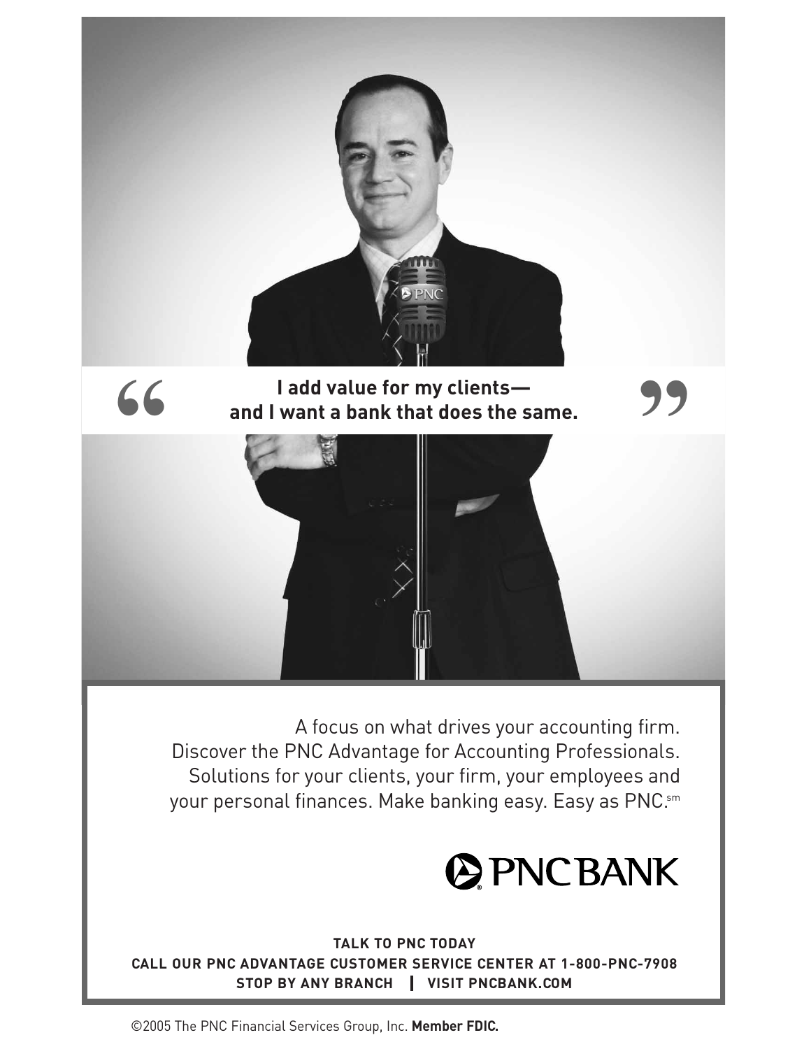> “I add value for my clients—
> and I want a bank that does the same.”

A focus on what drives your accounting firm.
Discover the PNC Advantage for Accounting Professionals.
Solutions for your clients, your firm, your employees and your personal finances. Make banking easy. Easy as PNC.[sm]

PNC BANK

**TALK TO PNC TODAY**
**CALL OUR PNC ADVANTAGE CUSTOMER SERVICE CENTER AT 1-800-PNC-7908**
**STOP BY ANY BRANCH | VISIT PNCBANK.COM**

©2005 The PNC Financial Services Group, Inc. **Member FDIC.**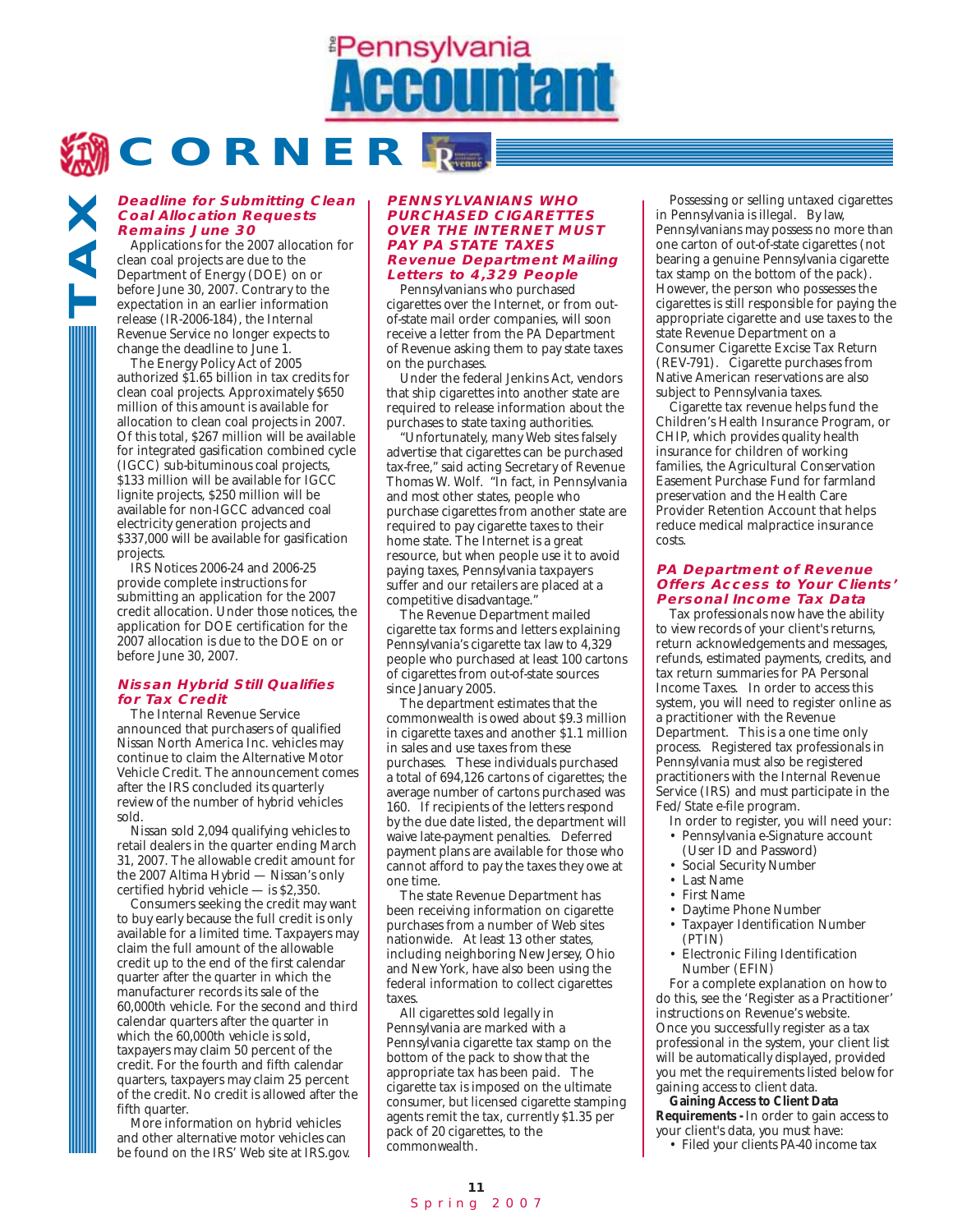# TAX CORNER

### Deadline for Submitting Clean Coal Allocation Requests Remains June 30

Applications for the 2007 allocation for clean coal projects are due to the Department of Energy (DOE) on or before June 30, 2007. Contrary to the expectation in an earlier information release (IR-2006-184), the Internal Revenue Service no longer expects to change the deadline to June 1.

The Energy Policy Act of 2005 authorized $1.65 billion in tax credits for clean coal projects. Approximately $650 million of this amount is available for allocation to clean coal projects in 2007. Of this total, $267 million will be available for integrated gasification combined cycle (IGCC) sub-bituminous coal projects, $133 million will be available for IGCC lignite projects, $250 million will be available for non-IGCC advanced coal electricity generation projects and $337,000 will be available for gasification projects.

IRS Notices 2006-24 and 2006-25 provide complete instructions for submitting an application for the 2007 credit allocation. Under those notices, the application for DOE certification for the 2007 allocation is due to the DOE on or before June 30, 2007.

### Nissan Hybrid Still Qualifies for Tax Credit

The Internal Revenue Service announced that purchasers of qualified Nissan North America Inc. vehicles may continue to claim the Alternative Motor Vehicle Credit. The announcement comes after the IRS concluded its quarterly review of the number of hybrid vehicles sold.

Nissan sold 2,094 qualifying vehicles to retail dealers in the quarter ending March 31, 2007. The allowable credit amount for the 2007 Altima Hybrid — Nissan's only certified hybrid vehicle — is $2,350.

Consumers seeking the credit may want to buy early because the full credit is only available for a limited time. Taxpayers may claim the full amount of the allowable credit up to the end of the first calendar quarter after the quarter in which the manufacturer records its sale of the 60,000th vehicle. For the second and third calendar quarters after the quarter in which the 60,000th vehicle is sold, taxpayers may claim 50 percent of the credit. For the fourth and fifth calendar quarters, taxpayers may claim 25 percent of the credit. No credit is allowed after the fifth quarter.

More information on hybrid vehicles and other alternative motor vehicles can be found on the IRS' Web site at IRS.gov.

### PENNSYLVANIANS WHO PURCHASED CIGARETTES OVER THE INTERNET MUST PAY PA STATE TAXES

### Revenue Department Mailing Letters to 4,329 People

Pennsylvanians who purchased cigarettes over the Internet, or from out-of-state mail order companies, will soon receive a letter from the PA Department of Revenue asking them to pay state taxes on the purchases.

Under the federal Jenkins Act, vendors that ship cigarettes into another state are required to release information about the purchases to state taxing authorities.

"Unfortunately, many Web sites falsely advertise that cigarettes can be purchased tax-free," said acting Secretary of Revenue Thomas W. Wolf. "In fact, in Pennsylvania and most other states, people who purchase cigarettes from another state are required to pay cigarette taxes to their home state. The Internet is a great resource, but when people use it to avoid paying taxes, Pennsylvania taxpayers suffer and our retailers are placed at a competitive disadvantage."

The Revenue Department mailed cigarette tax forms and letters explaining Pennsylvania's cigarette tax law to 4,329 people who purchased at least 100 cartons of cigarettes from out-of-state sources since January 2005.

The department estimates that the commonwealth is owed about $9.3 million in cigarette taxes and another $1.1 million in sales and use taxes from these purchases. These individuals purchased a total of 694,126 cartons of cigarettes; the average number of cartons purchased was 160. If recipients of the letters respond by the due date listed, the department will waive late-payment penalties. Deferred payment plans are available for those who cannot afford to pay the taxes they owe at one time.

The state Revenue Department has been receiving information on cigarette purchases from a number of Web sites nationwide. At least 13 other states, including neighboring New Jersey, Ohio and New York, have also been using the federal information to collect cigarettes taxes.

All cigarettes sold legally in Pennsylvania are marked with a Pennsylvania cigarette tax stamp on the bottom of the pack to show that the appropriate tax has been paid. The cigarette tax is imposed on the ultimate consumer, but licensed cigarette stamping agents remit the tax, currently $1.35 per pack of 20 cigarettes, to the commonwealth.

Possessing or selling untaxed cigarettes in Pennsylvania is illegal. By law, Pennsylvanians may possess no more than one carton of out-of-state cigarettes (not bearing a genuine Pennsylvania cigarette tax stamp on the bottom of the pack). However, the person who possesses the cigarettes is still responsible for paying the appropriate cigarette and use taxes to the state Revenue Department on a Consumer Cigarette Excise Tax Return (REV-791). Cigarette purchases from Native American reservations are also subject to Pennsylvania taxes.

Cigarette tax revenue helps fund the Children's Health Insurance Program, or CHIP, which provides quality health insurance for children of working families, the Agricultural Conservation Easement Purchase Fund for farmland preservation and the Health Care Provider Retention Account that helps reduce medical malpractice insurance costs.

### PA Department of Revenue Offers Access to Your Clients' Personal Income Tax Data

Tax professionals now have the ability to view records of your client's returns, return acknowledgements and messages, refunds, estimated payments, credits, and tax return summaries for PA Personal Income Taxes. In order to access this system, you will need to register online as a practitioner with the Revenue Department. This is a one time only process. Registered tax professionals in Pennsylvania must also be registered practitioners with the Internal Revenue Service (IRS) and must participate in the Fed/State e-file program.

In order to register, you will need your:

- Pennsylvania e-Signature account (User ID and Password)
- Social Security Number
- Last Name
- First Name
- Daytime Phone Number
- Taxpayer Identification Number (PTIN)
- Electronic Filing Identification Number (EFIN)

For a complete explanation on how to do this, see the 'Register as a Practitioner' instructions on Revenue's website. Once you successfully register as a tax professional in the system, your client list will be automatically displayed, provided you met the requirements listed below for gaining access to client data.

**Gaining Access to Client Data**

**Requirements -** In order to gain access to your client's data, you must have:

- Filed your clients PA-40 income tax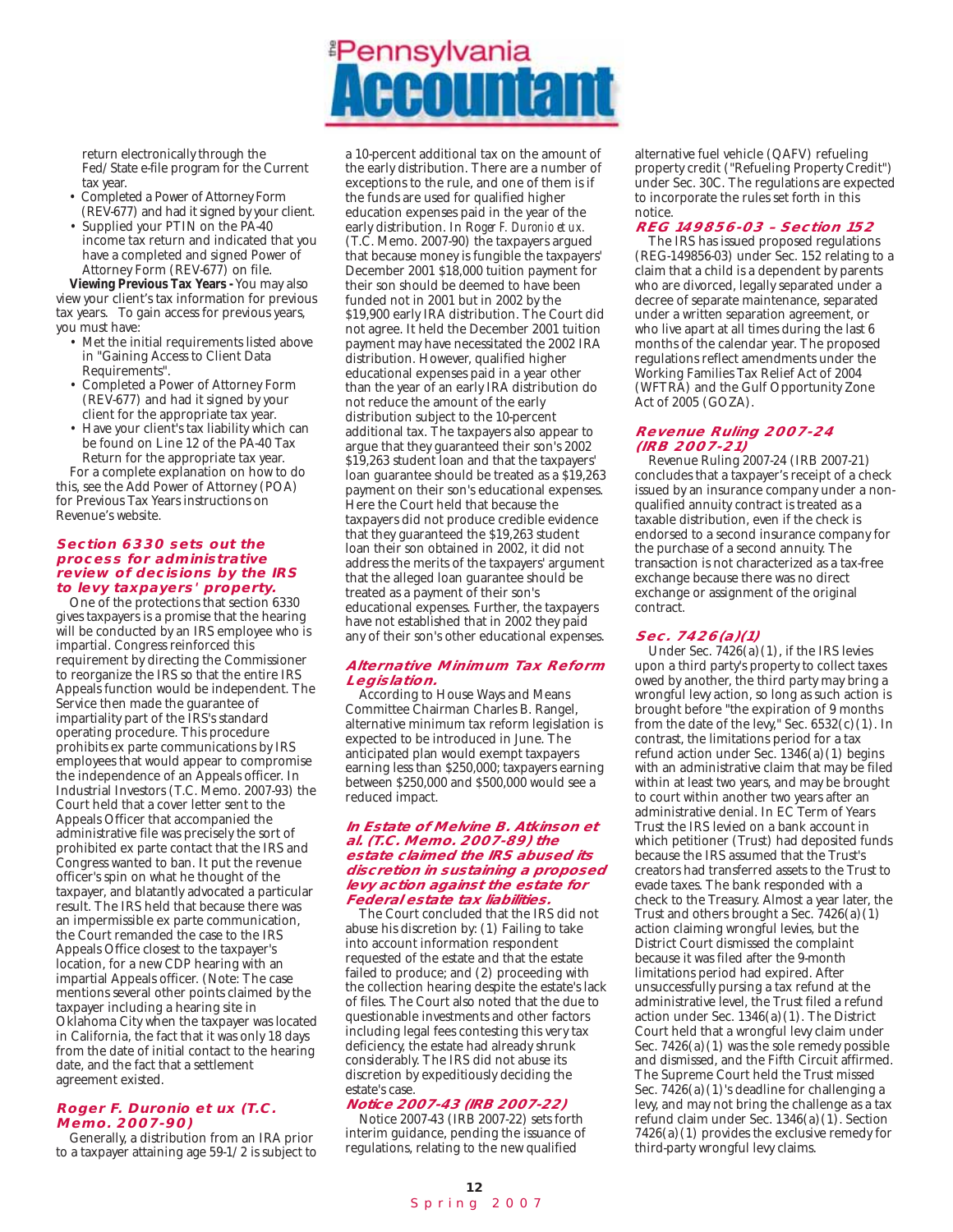return electronically through the Fed/State e-file program for the Current tax year.

- Completed a Power of Attorney Form (REV-677) and had it signed by your client.
- Supplied your PTIN on the PA-40 income tax return and indicated that you have a completed and signed Power of Attorney Form (REV-677) on file.

**Viewing Previous Tax Years -** You may also view your client's tax information for previous tax years. To gain access for previous years, you must have:

- Met the initial requirements listed above in "Gaining Access to Client Data Requirements".
- Completed a Power of Attorney Form (REV-677) and had it signed by your client for the appropriate tax year.
- Have your client's tax liability which can be found on Line 12 of the PA-40 Tax Return for the appropriate tax year.

For a complete explanation on how to do this, see the Add Power of Attorney (POA) for Previous Tax Years instructions on Revenue's website.

### Section 6330 sets out the process for administrative review of decisions by the IRS to levy taxpayers' property.

One of the protections that section 6330 gives taxpayers is a promise that the hearing will be conducted by an IRS employee who is impartial. Congress reinforced this requirement by directing the Commissioner to reorganize the IRS so that the entire IRS Appeals function would be independent. The Service then made the guarantee of impartiality part of the IRS's standard operating procedure. This procedure prohibits ex parte communications by IRS employees that would appear to compromise the independence of an Appeals officer. In Industrial Investors (T.C. Memo. 2007-93) the Court held that a cover letter sent to the Appeals Officer that accompanied the administrative file was precisely the sort of prohibited ex parte contact that the IRS and Congress wanted to ban. It put the revenue officer's spin on what he thought of the taxpayer, and blatantly advocated a particular result. The IRS held that because there was an impermissible ex parte communication, the Court remanded the case to the IRS Appeals Office closest to the taxpayer's location, for a new CDP hearing with an impartial Appeals officer. (Note: The case mentions several other points claimed by the taxpayer including a hearing site in Oklahoma City when the taxpayer was located in California, the fact that it was only 18 days from the date of initial contact to the hearing date, and the fact that a settlement agreement existed.

### Roger F. Duronio et ux (T.C. Memo. 2007-90)

Generally, a distribution from an IRA prior to a taxpayer attaining age 59-1/2 is subject to a 10-percent additional tax on the amount of the early distribution. There are a number of exceptions to the rule, and one of them is if the funds are used for qualified higher education expenses paid in the year of the early distribution. In *Roger F. Duronio et ux.* (T.C. Memo. 2007-90) the taxpayers argued that because money is fungible the taxpayers' December 2001 $18,000 tuition payment for their son should be deemed to have been funded not in 2001 but in 2002 by the $19,900 early IRA distribution. The Court did not agree. It held the December 2001 tuition payment may have necessitated the 2002 IRA distribution. However, qualified higher educational expenses paid in a year other than the year of an early IRA distribution do not reduce the amount of the early distribution subject to the 10-percent additional tax. The taxpayers also appear to argue that they guaranteed their son's 2002 $19,263 student loan and that the taxpayers' loan guarantee should be treated as a $19,263 payment on their son's educational expenses. Here the Court held that because the taxpayers did not produce credible evidence that they guaranteed the $19,263 student loan their son obtained in 2002, it did not address the merits of the taxpayers' argument that the alleged loan guarantee should be treated as a payment of their son's educational expenses. Further, the taxpayers have not established that in 2002 they paid any of their son's other educational expenses.

### Alternative Minimum Tax Reform Legislation.

According to House Ways and Means Committee Chairman Charles B. Rangel, alternative minimum tax reform legislation is expected to be introduced in June. The anticipated plan would exempt taxpayers earning less than $250,000; taxpayers earning between $250,000 and $500,000 would see a reduced impact.

### *In Estate of Melvine B. Atkinson et al. (T.C. Memo. 2007-89) the estate claimed the IRS abused its discretion in sustaining a proposed levy action against the estate for Federal estate tax liabilities.*

The Court concluded that the IRS did not abuse his discretion by: (1) Failing to take into account information respondent requested of the estate and that the estate failed to produce; and (2) proceeding with the collection hearing despite the estate's lack of files. The Court also noted that the due to questionable investments and other factors including legal fees contesting this very tax deficiency, the estate had already shrunk considerably. The IRS did not abuse its discretion by expeditiously deciding the estate's case.

### Notice 2007-43 (IRB 2007-22)

Notice 2007-43 (IRB 2007-22) sets forth interim guidance, pending the issuance of regulations, relating to the new qualified alternative fuel vehicle (QAFV) refueling property credit ("Refueling Property Credit") under Sec. 30C. The regulations are expected to incorporate the rules set forth in this notice.

### REG 149856-03 – Section 152

The IRS has issued proposed regulations (REG-149856-03) under Sec. 152 relating to a claim that a child is a dependent by parents who are divorced, legally separated under a decree of separate maintenance, separated under a written separation agreement, or who live apart at all times during the last 6 months of the calendar year. The proposed regulations reflect amendments under the Working Families Tax Relief Act of 2004 (WFTRA) and the Gulf Opportunity Zone Act of 2005 (GOZA).

### Revenue Ruling 2007-24 (IRB 2007-21)

Revenue Ruling 2007-24 (IRB 2007-21) concludes that a taxpayer's receipt of a check issued by an insurance company under a non-qualified annuity contract is treated as a taxable distribution, even if the check is endorsed to a second insurance company for the purchase of a second annuity. The transaction is not characterized as a tax-free exchange because there was no direct exchange or assignment of the original contract.

### Sec. 7426(a)(1)

Under Sec. 7426(a)(1), if the IRS levies upon a third party's property to collect taxes owed by another, the third party may bring a wrongful levy action, so long as such action is brought before "the expiration of 9 months from the date of the levy," Sec. 6532(c)(1). In contrast, the limitations period for a tax refund action under Sec. 1346(a)(1) begins with an administrative claim that may be filed within at least two years, and may be brought to court within another two years after an administrative denial. In EC Term of Years Trust the IRS levied on a bank account in which petitioner (Trust) had deposited funds because the IRS assumed that the Trust's creators had transferred assets to the Trust to evade taxes. The bank responded with a check to the Treasury. Almost a year later, the Trust and others brought a Sec. 7426(a)(1) action claiming wrongful levies, but the District Court dismissed the complaint because it was filed after the 9-month limitations period had expired. After unsuccessfully pursing a tax refund at the administrative level, the Trust filed a refund action under Sec. 1346(a)(1). The District Court held that a wrongful levy claim under Sec. 7426(a)(1) was the sole remedy possible and dismissed, and the Fifth Circuit affirmed. The Supreme Court held the Trust missed Sec. 7426(a)(1)'s deadline for challenging a levy, and may not bring the challenge as a tax refund claim under Sec. 1346(a)(1). Section 7426(a)(1) provides the exclusive remedy for third-party wrongful levy claims.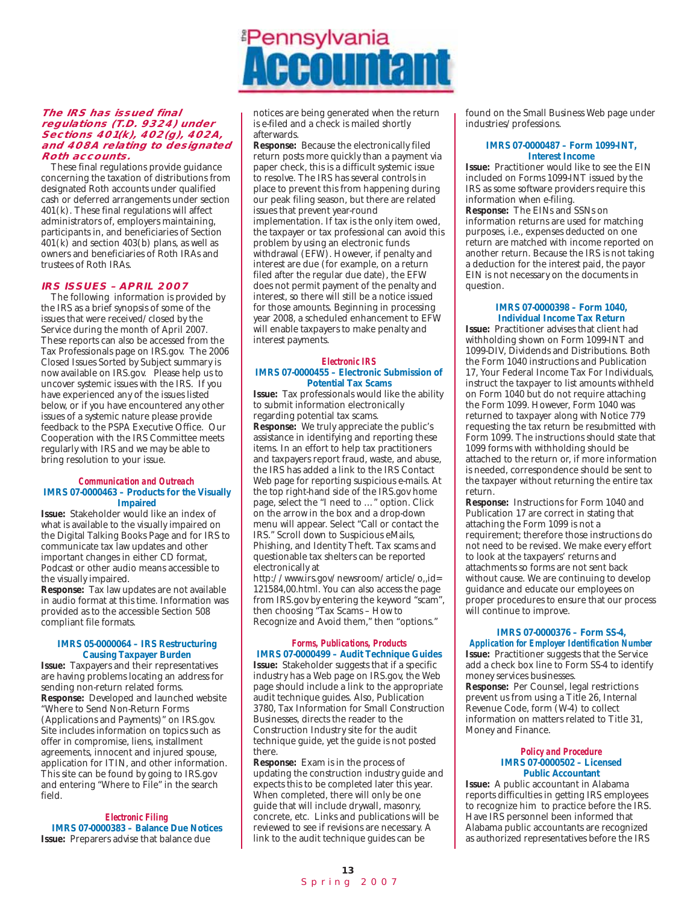### The IRS has issued final regulations (T.D. 9324) under Sections 401(k), 402(g), 402A, and 408A relating to designated Roth accounts.

These final regulations provide guidance concerning the taxation of distributions from designated Roth accounts under qualified cash or deferred arrangements under section 401(k). These final regulations will affect administrators of, employers maintaining, participants in, and beneficiaries of Section 401(k) and section 403(b) plans, as well as owners and beneficiaries of Roth IRAs and trustees of Roth IRAs.

### IRS ISSUES – APRIL 2007

The following information is provided by the IRS as a brief synopsis of some of the issues that were received/closed by the Service during the month of April 2007. These reports can also be accessed from the Tax Professionals page on IRS.gov. The 2006 Closed Issues Sorted by Subject summary is now available on IRS.gov. Please help us to uncover systemic issues with the IRS. If you have experienced any of the issues listed below, or if you have encountered any other issues of a systemic nature please provide feedback to the PSPA Executive Office. Our Cooperation with the IRS Committee meets regularly with IRS and we may be able to bring resolution to your issue.

*Communication and Outreach*

**IMRS 07-0000463 – Products for the Visually Impaired**

**Issue:** Stakeholder would like an index of what is available to the visually impaired on the Digital Talking Books Page and for IRS to communicate tax law updates and other important changes in either CD format, Podcast or other audio means accessible to the visually impaired.

**Response:** Tax law updates are not available in audio format at this time. Information was provided as to the accessible Section 508 compliant file formats.

**IMRS 05-0000064 – IRS Restructuring Causing Taxpayer Burden**

**Issue:** Taxpayers and their representatives are having problems locating an address for sending non-return related forms.

**Response:** Developed and launched website "Where to Send Non-Return Forms (Applications and Payments)" on IRS.gov. Site includes information on topics such as offer in compromise, liens, installment agreements, innocent and injured spouse, application for ITIN, and other information. This site can be found by going to IRS.gov and entering "Where to File" in the search field.

*Electronic Filing*

**IMRS 07-0000383 – Balance Due Notices**

**Issue:** Preparers advise that balance due notices are being generated when the return is e-filed and a check is mailed shortly afterwards.

**Response:** Because the electronically filed return posts more quickly than a payment via paper check, this is a difficult systemic issue to resolve. The IRS has several controls in place to prevent this from happening during our peak filing season, but there are related issues that prevent year-round implementation. If tax is the only item owed, the taxpayer or tax professional can avoid this problem by using an electronic funds withdrawal (EFW). However, if penalty and interest are due (for example, on a return filed after the regular due date), the EFW does not permit payment of the penalty and interest, so there will still be a notice issued for those amounts. Beginning in processing year 2008, a scheduled enhancement to EFW will enable taxpayers to make penalty and interest payments.

*Electronic IRS*

**IMRS 07-0000455 – Electronic Submission of Potential Tax Scams**

**Issue:** Tax professionals would like the ability to submit information electronically regarding potential tax scams.

**Response:** We truly appreciate the public's assistance in identifying and reporting these items. In an effort to help tax practitioners and taxpayers report fraud, waste, and abuse, the IRS has added a link to the IRS Contact Web page for reporting suspicious e-mails. At the top right-hand side of the IRS.gov home page, select the "I need to …" option. Click on the arrow in the box and a drop-down menu will appear. Select "Call or contact the IRS." Scroll down to Suspicious eMails, Phishing, and Identity Theft. Tax scams and questionable tax shelters can be reported electronically at http://www.irs.gov/newsroom/article/o,,id=121584,00.html. You can also access the page from IRS.gov by entering the keyword "scam", then choosing "Tax Scams – How to Recognize and Avoid them," then "options."

*Forms, Publications, Products*

**IMRS 07-0000499 – Audit Technique Guides**

**Issue:** Stakeholder suggests that if a specific industry has a Web page on IRS.gov, the Web page should include a link to the appropriate audit technique guides. Also, Publication 3780, Tax Information for Small Construction Businesses, directs the reader to the Construction Industry site for the audit technique guide, yet the guide is not posted there.

**Response:** Exam is in the process of updating the construction industry guide and expects this to be completed later this year. When completed, there will only be one guide that will include drywall, masonry, concrete, etc. Links and publications will be reviewed to see if revisions are necessary. A link to the audit technique guides can be found on the Small Business Web page under industries/professions.

**IMRS 07-0000487 – Form 1099-INT, Interest Income**

**Issue:** Practitioner would like to see the EIN included on Forms 1099-INT issued by the IRS as some software providers require this information when e-filing.

**Response:** The EINs and SSNs on information returns are used for matching purposes, i.e., expenses deducted on one return are matched with income reported on another return. Because the IRS is not taking a deduction for the interest paid, the payor EIN is not necessary on the documents in question.

**IMRS 07-0000398 – Form 1040, Individual Income Tax Return**

**Issue:** Practitioner advises that client had withholding shown on Form 1099-INT and 1099-DIV, Dividends and Distributions. Both the Form 1040 instructions and Publication 17, Your Federal Income Tax For Individuals, instruct the taxpayer to list amounts withheld on Form 1040 but do not require attaching the Form 1099. However, Form 1040 was returned to taxpayer along with Notice 779 requesting the tax return be resubmitted with Form 1099. The instructions should state that 1099 forms with withholding should be attached to the return or, if more information is needed, correspondence should be sent to the taxpayer without returning the entire tax return.

**Response:** Instructions for Form 1040 and Publication 17 are correct in stating that attaching the Form 1099 is not a requirement; therefore those instructions do not need to be revised. We make every effort to look at the taxpayers' returns and attachments so forms are not sent back without cause. We are continuing to develop guidance and educate our employees on proper procedures to ensure that our process will continue to improve.

**IMRS 07-0000376 – Form SS-4, *Application for Employer Identification Number***

**Issue:** Practitioner suggests that the Service add a check box line to Form SS-4 to identify money services businesses.

**Response:** Per Counsel, legal restrictions prevent us from using a Title 26, Internal Revenue Code, form (W-4) to collect information on matters related to Title 31, Money and Finance.

*Policy and Procedure*

**IMRS 07-0000502 – Licensed Public Accountant**

**Issue:** A public accountant in Alabama reports difficulties in getting IRS employees to recognize him to practice before the IRS. Have IRS personnel been informed that Alabama public accountants are recognized as authorized representatives before the IRS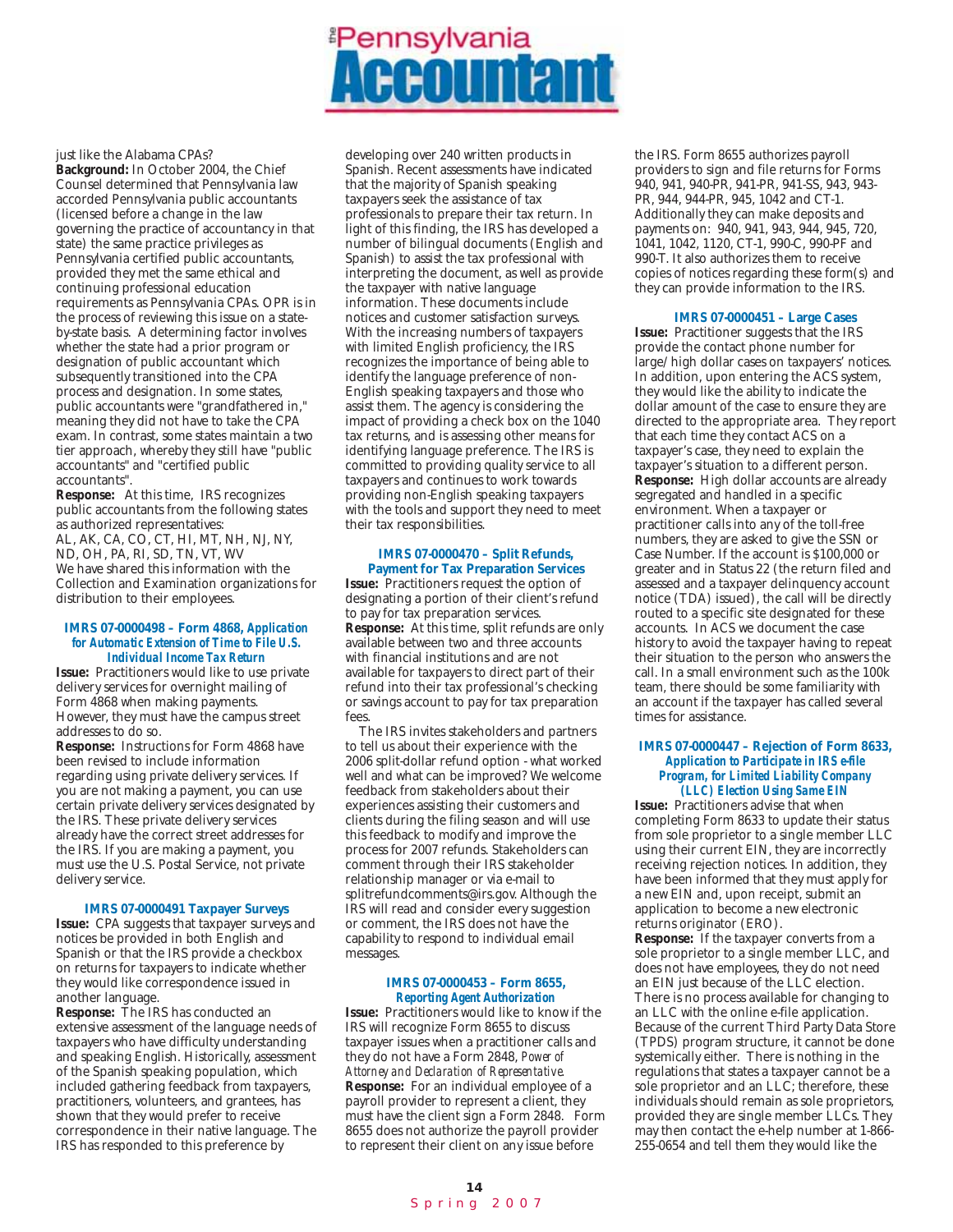just like the Alabama CPAs?

**Background:** In October 2004, the Chief Counsel determined that Pennsylvania law accorded Pennsylvania public accountants (licensed before a change in the law governing the practice of accountancy in that state) the same practice privileges as Pennsylvania certified public accountants, provided they met the same ethical and continuing professional education requirements as Pennsylvania CPAs. OPR is in the process of reviewing this issue on a state-by-state basis. A determining factor involves whether the state had a prior program or designation of public accountant which subsequently transitioned into the CPA process and designation. In some states, public accountants were "grandfathered in," meaning they did not have to take the CPA exam. In contrast, some states maintain a two tier approach, whereby they still have "public accountants" and "certified public accountants".

**Response:** At this time, IRS recognizes public accountants from the following states as authorized representatives:
AL, AK, CA, CO, CT, HI, MT, NH, NJ, NY, ND, OH, PA, RI, SD, TN, VT, WV
We have shared this information with the Collection and Examination organizations for distribution to their employees.

### IMRS 07-0000498 – Form 4868, *Application for Automatic Extension of Time to File U.S. Individual Income Tax Return*

**Issue:** Practitioners would like to use private delivery services for overnight mailing of Form 4868 when making payments. However, they must have the campus street addresses to do so.

**Response:** Instructions for Form 4868 have been revised to include information regarding using private delivery services. If you are not making a payment, you can use certain private delivery services designated by the IRS. These private delivery services already have the correct street addresses for the IRS. If you are making a payment, you must use the U.S. Postal Service, not private delivery service.

### IMRS 07-0000491 Taxpayer Surveys

**Issue:** CPA suggests that taxpayer surveys and notices be provided in both English and Spanish or that the IRS provide a checkbox on returns for taxpayers to indicate whether they would like correspondence issued in another language.

**Response:** The IRS has conducted an extensive assessment of the language needs of taxpayers who have difficulty understanding and speaking English. Historically, assessment of the Spanish speaking population, which included gathering feedback from taxpayers, practitioners, volunteers, and grantees, has shown that they would prefer to receive correspondence in their native language. The IRS has responded to this preference by developing over 240 written products in Spanish. Recent assessments have indicated that the majority of Spanish speaking taxpayers seek the assistance of tax professionals to prepare their tax return. In light of this finding, the IRS has developed a number of bilingual documents (English and Spanish) to assist the tax professional with interpreting the document, as well as provide the taxpayer with native language information. These documents include notices and customer satisfaction surveys. With the increasing numbers of taxpayers with limited English proficiency, the IRS recognizes the importance of being able to identify the language preference of non-English speaking taxpayers and those who assist them. The agency is considering the impact of providing a check box on the 1040 tax returns, and is assessing other means for identifying language preference. The IRS is committed to providing quality service to all taxpayers and continues to work towards providing non-English speaking taxpayers with the tools and support they need to meet their tax responsibilities.

### IMRS 07-0000470 – Split Refunds, Payment for Tax Preparation Services

**Issue:** Practitioners request the option of designating a portion of their client's refund to pay for tax preparation services.

**Response:** At this time, split refunds are only available between two and three accounts with financial institutions and are not available for taxpayers to direct part of their refund into their tax professional's checking or savings account to pay for tax preparation fees.

The IRS invites stakeholders and partners to tell us about their experience with the 2006 split-dollar refund option - what worked well and what can be improved? We welcome feedback from stakeholders about their experiences assisting their customers and clients during the filing season and will use this feedback to modify and improve the process for 2007 refunds. Stakeholders can comment through their IRS stakeholder relationship manager or via e-mail to splitrefundcomments@irs.gov. Although the IRS will read and consider every suggestion or comment, the IRS does not have the capability to respond to individual email messages.

### IMRS 07-0000453 – Form 8655, *Reporting Agent Authorization*

**Issue:** Practitioners would like to know if the IRS will recognize Form 8655 to discuss taxpayer issues when a practitioner calls and they do not have a Form 2848, *Power of Attorney and Declaration of Representative*.

**Response:** For an individual employee of a payroll provider to represent a client, they must have the client sign a Form 2848. Form 8655 does not authorize the payroll provider to represent their client on any issue before the IRS. Form 8655 authorizes payroll providers to sign and file returns for Forms 940, 941, 940-PR, 941-PR, 941-SS, 943, 943-PR, 944, 944-PR, 945, 1042 and CT-1. Additionally they can make deposits and payments on: 940, 941, 943, 944, 945, 720, 1041, 1042, 1120, CT-1, 990-C, 990-PF and 990-T. It also authorizes them to receive copies of notices regarding these form(s) and they can provide information to the IRS.

### IMRS 07-0000451 – Large Cases

**Issue:** Practitioner suggests that the IRS provide the contact phone number for large/high dollar cases on taxpayers' notices. In addition, upon entering the ACS system, they would like the ability to indicate the dollar amount of the case to ensure they are directed to the appropriate area. They report that each time they contact ACS on a taxpayer's case, they need to explain the taxpayer's situation to a different person.

**Response:** High dollar accounts are already segregated and handled in a specific environment. When a taxpayer or practitioner calls into any of the toll-free numbers, they are asked to give the SSN or Case Number. If the account is $100,000 or greater and in Status 22 (the return filed and assessed and a taxpayer delinquency account notice (TDA) issued), the call will be directly routed to a specific site designated for these accounts. In ACS we document the case history to avoid the taxpayer having to repeat their situation to the person who answers the call. In a small environment such as the 100k team, there should be some familiarity with an account if the taxpayer has called several times for assistance.

### IMRS 07-0000447 – Rejection of Form 8633, *Application to Participate in IRS e-file Program, for Limited Liability Company (LLC) Election Using Same EIN*

**Issue:** Practitioners advise that when completing Form 8633 to update their status from sole proprietor to a single member LLC using their current EIN, they are incorrectly receiving rejection notices. In addition, they have been informed that they must apply for a new EIN and, upon receipt, submit an application to become a new electronic returns originator (ERO).

**Response:** If the taxpayer converts from a sole proprietor to a single member LLC, and does not have employees, they do not need an EIN just because of the LLC election. There is no process available for changing to an LLC with the online e-file application. Because of the current Third Party Data Store (TPDS) program structure, it cannot be done systemically either. There is nothing in the regulations that states a taxpayer cannot be a sole proprietor and an LLC; therefore, these individuals should remain as sole proprietors, provided they are single member LLCs. They may then contact the e-help number at 1-866-255-0654 and tell them they would like the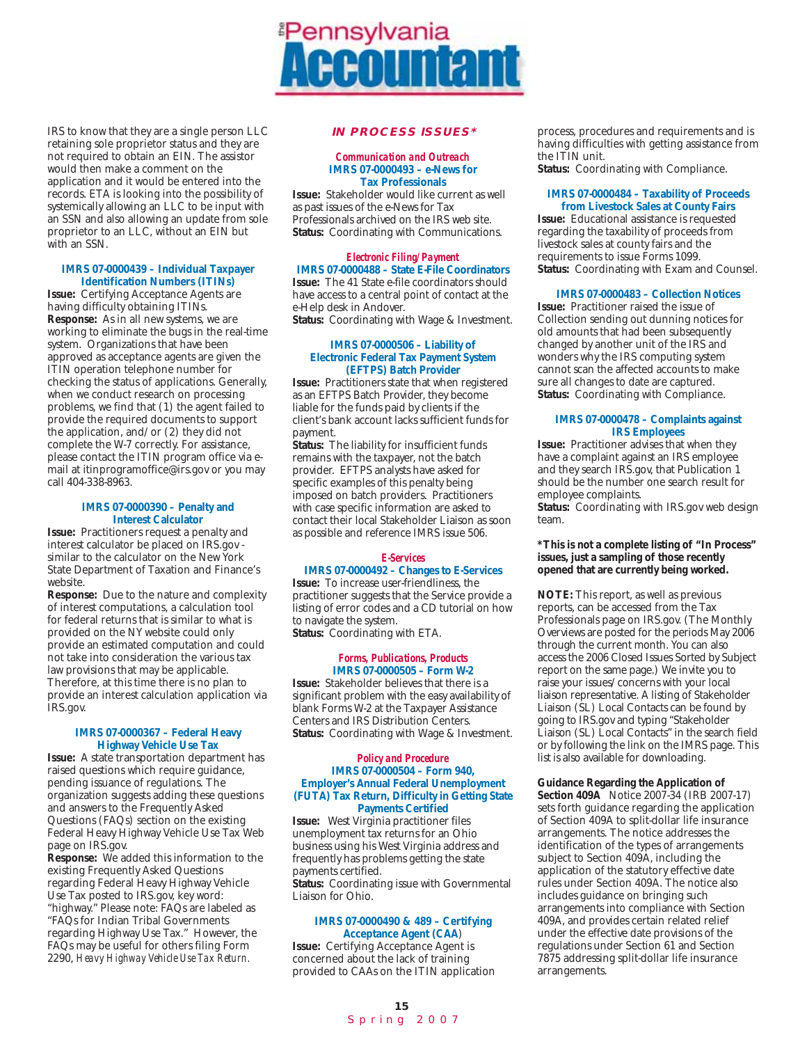IRS to know that they are a single person LLC retaining sole proprietor status and they are not required to obtain an EIN. The assistor would then make a comment on the application and it would be entered into the records. ETA is looking into the possibility of systemically allowing an LLC to be input with an SSN and also allowing an update from sole proprietor to an LLC, without an EIN but with an SSN.

#### IMRS 07-0000439 – Individual Taxpayer Identification Numbers (ITINs)

**Issue:** Certifying Acceptance Agents are having difficulty obtaining ITINs.
**Response:** As in all new systems, we are working to eliminate the bugs in the real-time system. Organizations that have been approved as acceptance agents are given the ITIN operation telephone number for checking the status of applications. Generally, when we conduct research on processing problems, we find that (1) the agent failed to provide the required documents to support the application, and/or (2) they did not complete the W-7 correctly. For assistance, please contact the ITIN program office via e-mail at itinprogramoffice@irs.gov or you may call 404-338-8963.

#### IMRS 07-0000390 – Penalty and Interest Calculator

**Issue:** Practitioners request a penalty and interest calculator be placed on IRS.gov - similar to the calculator on the New York State Department of Taxation and Finance's website.
**Response:** Due to the nature and complexity of interest computations, a calculation tool for federal returns that is similar to what is provided on the NY website could only provide an estimated computation and could not take into consideration the various tax law provisions that may be applicable. Therefore, at this time there is no plan to provide an interest calculation application via IRS.gov.

#### IMRS 07-0000367 – Federal Heavy Highway Vehicle Use Tax

**Issue:** A state transportation department has raised questions which require guidance, pending issuance of regulations. The organization suggests adding these questions and answers to the Frequently Asked Questions (FAQs) section on the existing Federal Heavy Highway Vehicle Use Tax Web page on IRS.gov.
**Response:** We added this information to the existing Frequently Asked Questions regarding Federal Heavy Highway Vehicle Use Tax posted to IRS.gov, key word: "highway." Please note: FAQs are labeled as "FAQs for Indian Tribal Governments regarding Highway Use Tax." However, the FAQs may be useful for others filing Form 2290, *Heavy Highway Vehicle Use Tax Return.*

## *IN PROCESS ISSUES**

### *Communication and Outreach*

#### IMRS 07-0000493 – e-News for Tax Professionals

**Issue:** Stakeholder would like current as well as past issues of the e-News for Tax Professionals archived on the IRS web site.
**Status:** Coordinating with Communications.

### *Electronic Filing/Payment*

#### IMRS 07-0000488 – State E-File Coordinators

**Issue:** The 41 State e-file coordinators should have access to a central point of contact at the e-Help desk in Andover.
**Status:** Coordinating with Wage & Investment.

#### IMRS 07-0000506 – Liability of Electronic Federal Tax Payment System (EFTPS) Batch Provider

**Issue:** Practitioners state that when registered as an EFTPS Batch Provider, they become liable for the funds paid by clients if the client's bank account lacks sufficient funds for payment.
**Status:** The liability for insufficient funds remains with the taxpayer, not the batch provider. EFTPS analysts have asked for specific examples of this penalty being imposed on batch providers. Practitioners with case specific information are asked to contact their local Stakeholder Liaison as soon as possible and reference IMRS issue 506.

### *E-Services*

#### IMRS 07-0000492 – Changes to E-Services

**Issue:** To increase user-friendliness, the practitioner suggests that the Service provide a listing of error codes and a CD tutorial on how to navigate the system.
**Status:** Coordinating with ETA.

### *Forms, Publications, Products*

#### IMRS 07-0000505 – Form W-2

**Issue:** Stakeholder believes that there is a significant problem with the easy availability of blank Forms W-2 at the Taxpayer Assistance Centers and IRS Distribution Centers.
**Status:** Coordinating with Wage & Investment.

### *Policy and Procedure*

#### IMRS 07-0000504 – Form 940, Employer's Annual Federal Unemployment (FUTA) Tax Return, Difficulty in Getting State Payments Certified

**Issue:** West Virginia practitioner files unemployment tax returns for an Ohio business using his West Virginia address and frequently has problems getting the state payments certified.
**Status:** Coordinating issue with Governmental Liaison for Ohio.

#### IMRS 07-0000490 & 489 – Certifying Acceptance Agent (CAA)

**Issue:** Certifying Acceptance Agent is concerned about the lack of training provided to CAAs on the ITIN application process, procedures and requirements and is having difficulties with getting assistance from the ITIN unit.
**Status:** Coordinating with Compliance.

#### IMRS 07-0000484 – Taxability of Proceeds from Livestock Sales at County Fairs

**Issue:** Educational assistance is requested regarding the taxability of proceeds from livestock sales at county fairs and the requirements to issue Forms 1099.
**Status:** Coordinating with Exam and Counsel.

#### IMRS 07-0000483 – Collection Notices

**Issue:** Practitioner raised the issue of Collection sending out dunning notices for old amounts that had been subsequently changed by another unit of the IRS and wonders why the IRS computing system cannot scan the affected accounts to make sure all changes to date are captured.
**Status:** Coordinating with Compliance.

#### IMRS 07-0000478 – Complaints against IRS Employees

**Issue:** Practitioner advises that when they have a complaint against an IRS employee and they search IRS.gov, that Publication 1 should be the number one search result for employee complaints.
**Status:** Coordinating with IRS.gov web design team.

**\*This is not a complete listing of "In Process" issues, just a sampling of those recently opened that are currently being worked.**

**NOTE:** This report, as well as previous reports, can be accessed from the Tax Professionals page on IRS.gov. (The Monthly Overviews are posted for the periods May 2006 through the current month. You can also access the 2006 Closed Issues Sorted by Subject report on the same page.) We invite you to raise your issues/concerns with your local liaison representative. A listing of Stakeholder Liaison (SL) Local Contacts can be found by going to IRS.gov and typing "Stakeholder Liaison (SL) Local Contacts" in the search field or by following the link on the IMRS page. This list is also available for downloading.

**Guidance Regarding the Application of Section 409A** Notice 2007-34 (IRB 2007-17) sets forth guidance regarding the application of Section 409A to split-dollar life insurance arrangements. The notice addresses the identification of the types of arrangements subject to Section 409A, including the application of the statutory effective date rules under Section 409A. The notice also includes guidance on bringing such arrangements into compliance with Section 409A, and provides certain related relief under the effective date provisions of the regulations under Section 61 and Section 7875 addressing split-dollar life insurance arrangements.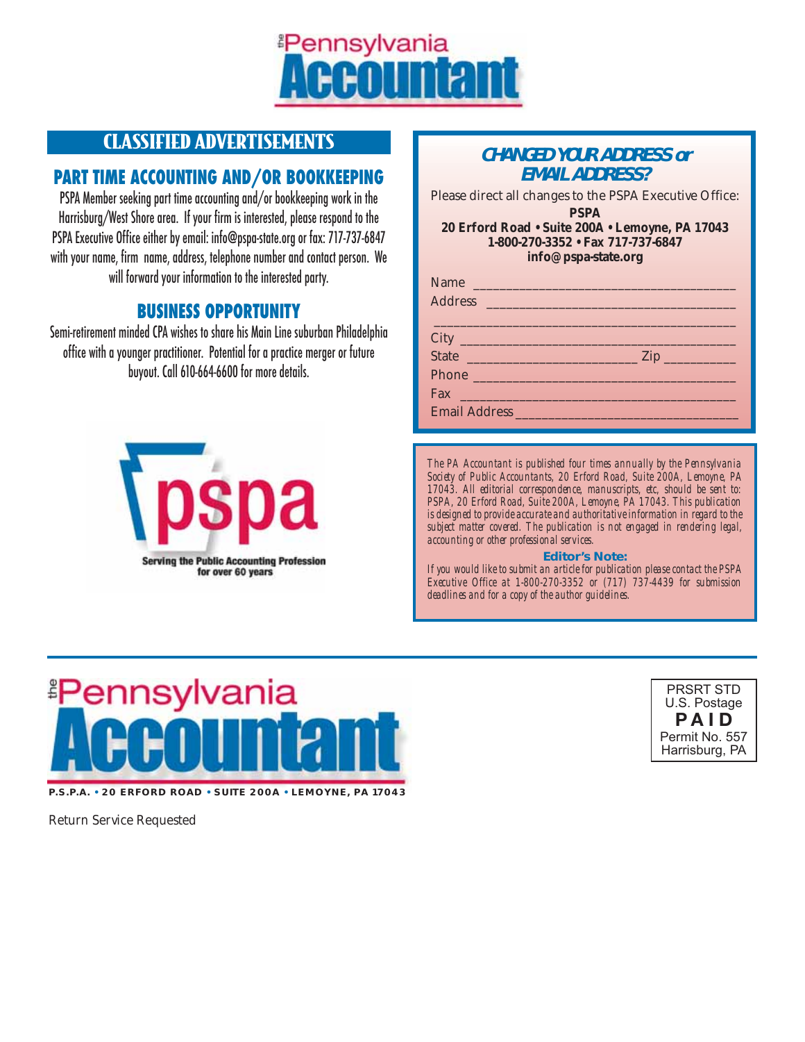# the Pennsylvania Accountant

## CLASSIFIED ADVERTISEMENTS

### PART TIME ACCOUNTING AND/OR BOOKKEEPING

PSPA Member seeking part time accounting and/or bookkeeping work in the Harrisburg/West Shore area. If your firm is interested, please respond to the PSPA Executive Office either by email: info@pspa-state.org or fax: 717-737-6847 with your name, firm name, address, telephone number and contact person. We will forward your information to the interested party.

### BUSINESS OPPORTUNITY

Semi-retirement minded CPA wishes to share his Main Line suburban Philadelphia office with a younger practitioner. Potential for a practice merger or future buyout. Call 610-664-6600 for more details.

pspa

Serving the Public Accounting Profession for over 60 years

### *CHANGED YOUR ADDRESS or EMAIL ADDRESS?*

Please direct all changes to the PSPA Executive Office:

**PSPA**
**20 Erford Road • Suite 200A • Lemoyne, PA 17043**
**1-800-270-3352 • Fax 717-737-6847**
**info@pspa-state.org**

Name ________________________________________

Address ______________________________________

______________________________________________

City _________________________________________

State _________________________ Zip ___________

Phone _______________________________________

Fax _________________________________________

Email Address _________________________________

*The PA Accountant is published four times annually by the Pennsylvania Society of Public Accountants, 20 Erford Road, Suite 200A, Lemoyne, PA 17043. All editorial correspondence, manuscripts, etc, should be sent to: PSPA, 20 Erford Road, Suite 200A, Lemoyne, PA 17043. This publication is designed to provide accurate and authoritative information in regard to the subject matter covered. The publication is not engaged in rendering legal, accounting or other professional services.*

**Editor's Note:**

*If you would like to submit an article for publication please contact the PSPA Executive Office at 1-800-270-3352 or (717) 737-4439 for submission deadlines and for a copy of the author guidelines.*

---

the Pennsylvania Accountant

**P.S.P.A. • 20 ERFORD ROAD • SUITE 200A • LEMOYNE, PA 17043**

Return Service Requested

PRSRT STD
U.S. Postage
**PAID**
Permit No. 557
Harrisburg, PA